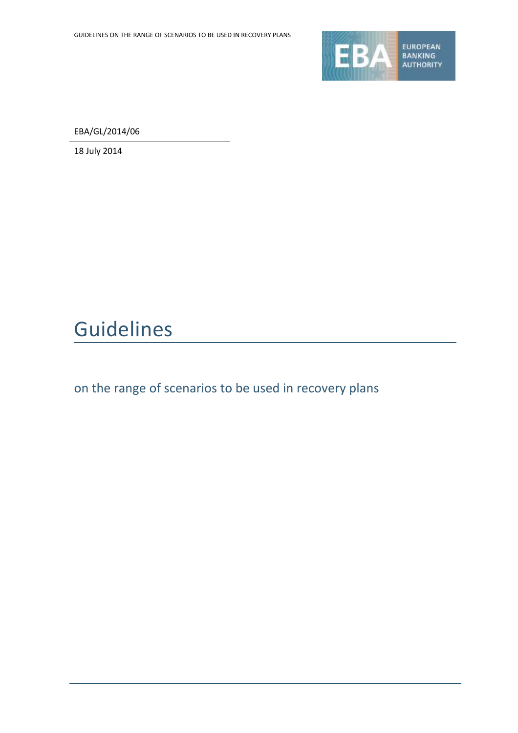EBA/GL/2014/06

18 July 2014

# Guidelines

## on the range of scenarios to be used in recovery plans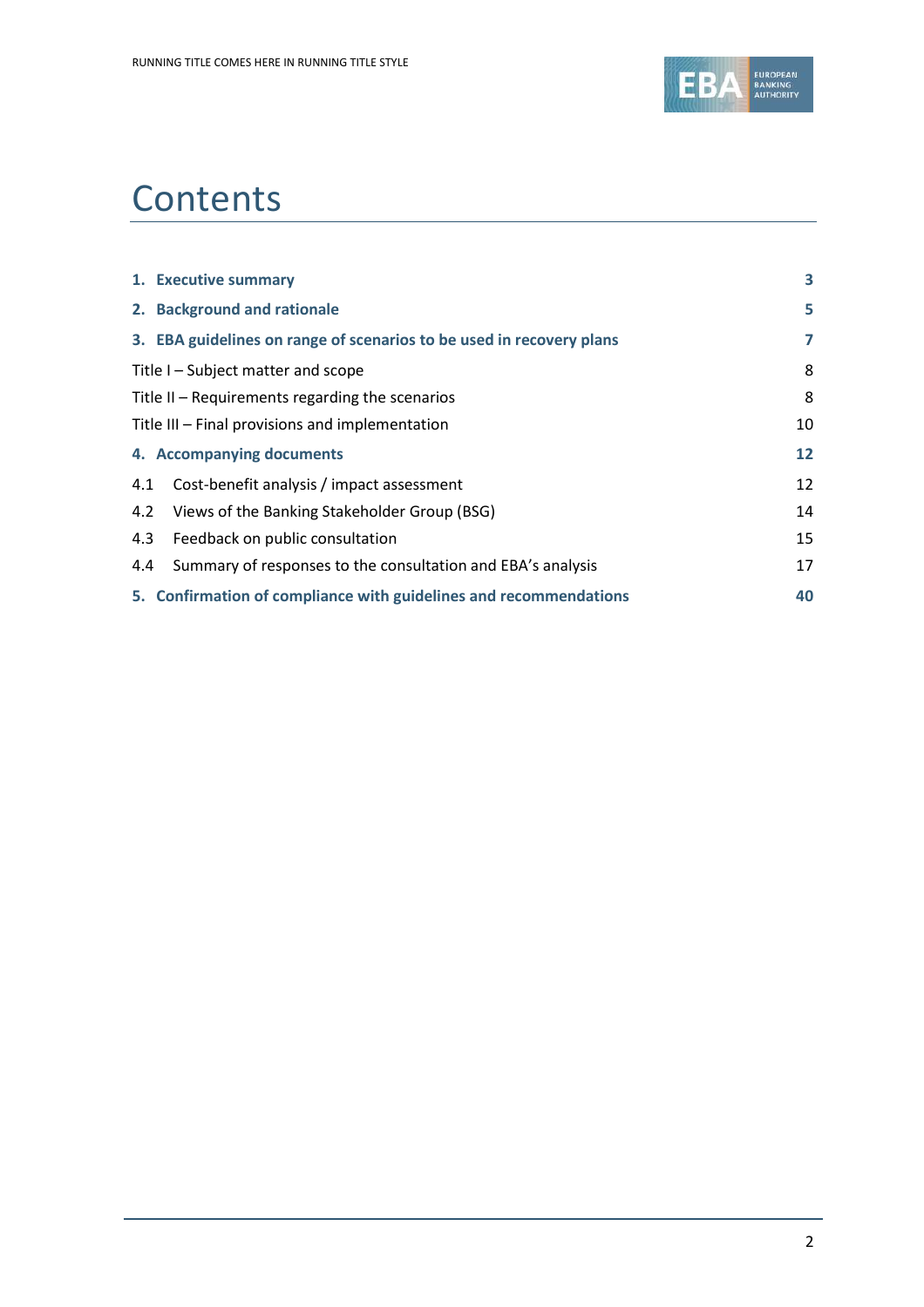# Contents

| | |
|---|---|
| **1. Executive summary** | **3** |
| **2. Background and rationale** | **5** |
| **3. EBA guidelines on range of scenarios to be used in recovery plans** | **7** |
| Title I – Subject matter and scope | 8 |
| Title II – Requirements regarding the scenarios | 8 |
| Title III – Final provisions and implementation | 10 |
| **4. Accompanying documents** | **12** |
| 4.1 Cost-benefit analysis / impact assessment | 12 |
| 4.2 Views of the Banking Stakeholder Group (BSG) | 14 |
| 4.3 Feedback on public consultation | 15 |
| 4.4 Summary of responses to the consultation and EBA's analysis | 17 |
| **5. Confirmation of compliance with guidelines and recommendations** | **40** |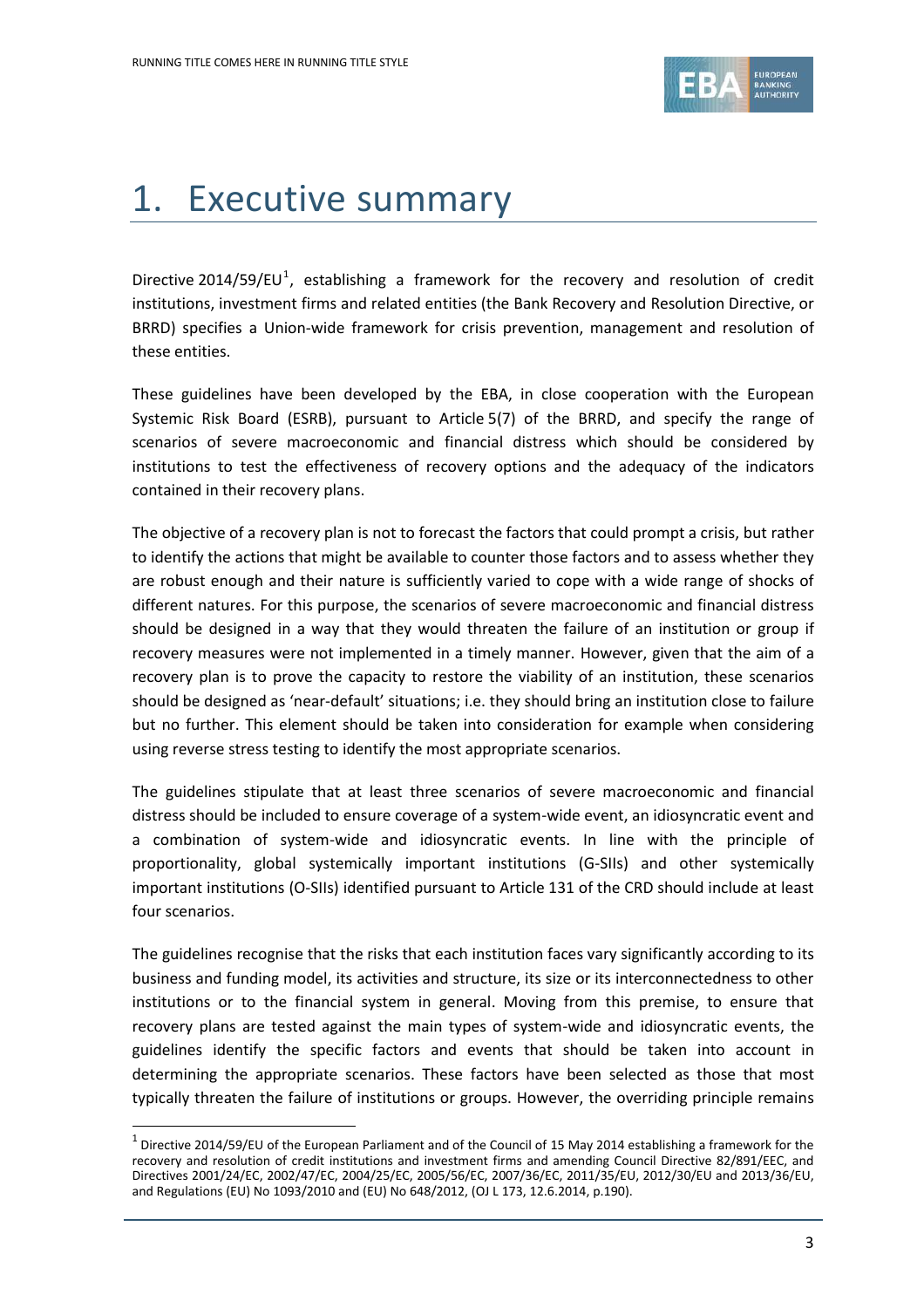# 1. Executive summary

Directive 2014/59/EU[1], establishing a framework for the recovery and resolution of credit institutions, investment firms and related entities (the Bank Recovery and Resolution Directive, or BRRD) specifies a Union-wide framework for crisis prevention, management and resolution of these entities.

These guidelines have been developed by the EBA, in close cooperation with the European Systemic Risk Board (ESRB), pursuant to Article 5(7) of the BRRD, and specify the range of scenarios of severe macroeconomic and financial distress which should be considered by institutions to test the effectiveness of recovery options and the adequacy of the indicators contained in their recovery plans.

The objective of a recovery plan is not to forecast the factors that could prompt a crisis, but rather to identify the actions that might be available to counter those factors and to assess whether they are robust enough and their nature is sufficiently varied to cope with a wide range of shocks of different natures. For this purpose, the scenarios of severe macroeconomic and financial distress should be designed in a way that they would threaten the failure of an institution or group if recovery measures were not implemented in a timely manner. However, given that the aim of a recovery plan is to prove the capacity to restore the viability of an institution, these scenarios should be designed as 'near-default' situations; i.e. they should bring an institution close to failure but no further. This element should be taken into consideration for example when considering using reverse stress testing to identify the most appropriate scenarios.

The guidelines stipulate that at least three scenarios of severe macroeconomic and financial distress should be included to ensure coverage of a system-wide event, an idiosyncratic event and a combination of system-wide and idiosyncratic events. In line with the principle of proportionality, global systemically important institutions (G-SIIs) and other systemically important institutions (O-SIIs) identified pursuant to Article 131 of the CRD should include at least four scenarios.

The guidelines recognise that the risks that each institution faces vary significantly according to its business and funding model, its activities and structure, its size or its interconnectedness to other institutions or to the financial system in general. Moving from this premise, to ensure that recovery plans are tested against the main types of system-wide and idiosyncratic events, the guidelines identify the specific factors and events that should be taken into account in determining the appropriate scenarios. These factors have been selected as those that most typically threaten the failure of institutions or groups. However, the overriding principle remains

[1] Directive 2014/59/EU of the European Parliament and of the Council of 15 May 2014 establishing a framework for the recovery and resolution of credit institutions and investment firms and amending Council Directive 82/891/EEC, and Directives 2001/24/EC, 2002/47/EC, 2004/25/EC, 2005/56/EC, 2007/36/EC, 2011/35/EU, 2012/30/EU and 2013/36/EU, and Regulations (EU) No 1093/2010 and (EU) No 648/2012, (OJ L 173, 12.6.2014, p.190).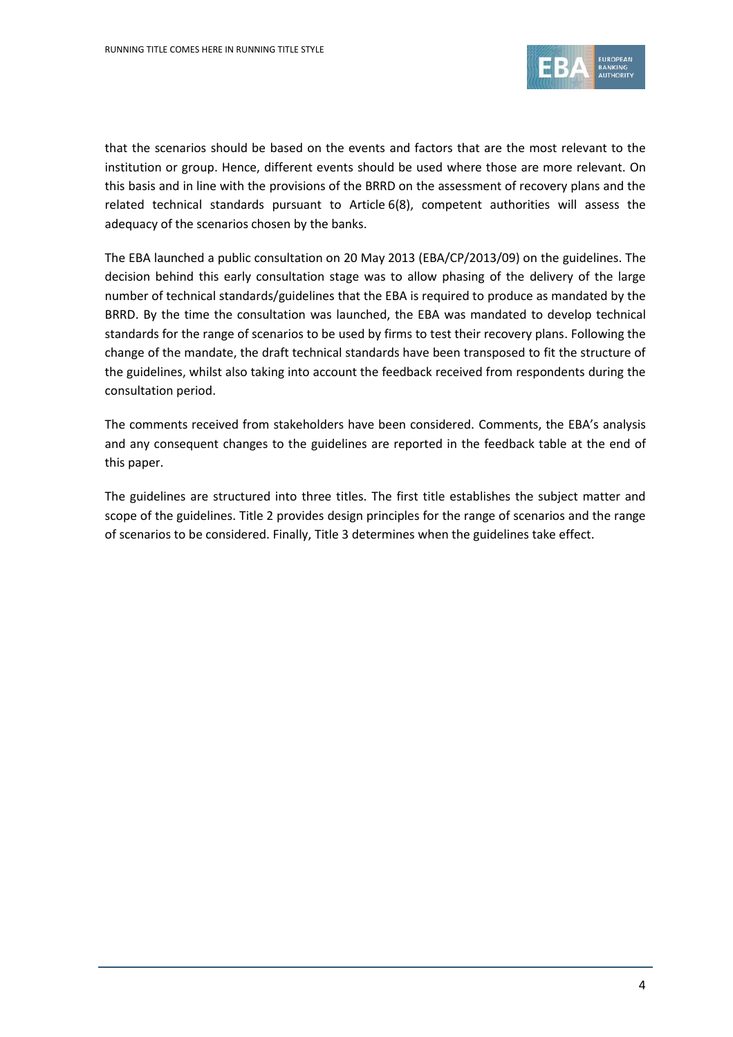that the scenarios should be based on the events and factors that are the most relevant to the institution or group. Hence, different events should be used where those are more relevant. On this basis and in line with the provisions of the BRRD on the assessment of recovery plans and the related technical standards pursuant to Article 6(8), competent authorities will assess the adequacy of the scenarios chosen by the banks.

The EBA launched a public consultation on 20 May 2013 (EBA/CP/2013/09) on the guidelines. The decision behind this early consultation stage was to allow phasing of the delivery of the large number of technical standards/guidelines that the EBA is required to produce as mandated by the BRRD. By the time the consultation was launched, the EBA was mandated to develop technical standards for the range of scenarios to be used by firms to test their recovery plans. Following the change of the mandate, the draft technical standards have been transposed to fit the structure of the guidelines, whilst also taking into account the feedback received from respondents during the consultation period.

The comments received from stakeholders have been considered. Comments, the EBA's analysis and any consequent changes to the guidelines are reported in the feedback table at the end of this paper.

The guidelines are structured into three titles. The first title establishes the subject matter and scope of the guidelines. Title 2 provides design principles for the range of scenarios and the range of scenarios to be considered. Finally, Title 3 determines when the guidelines take effect.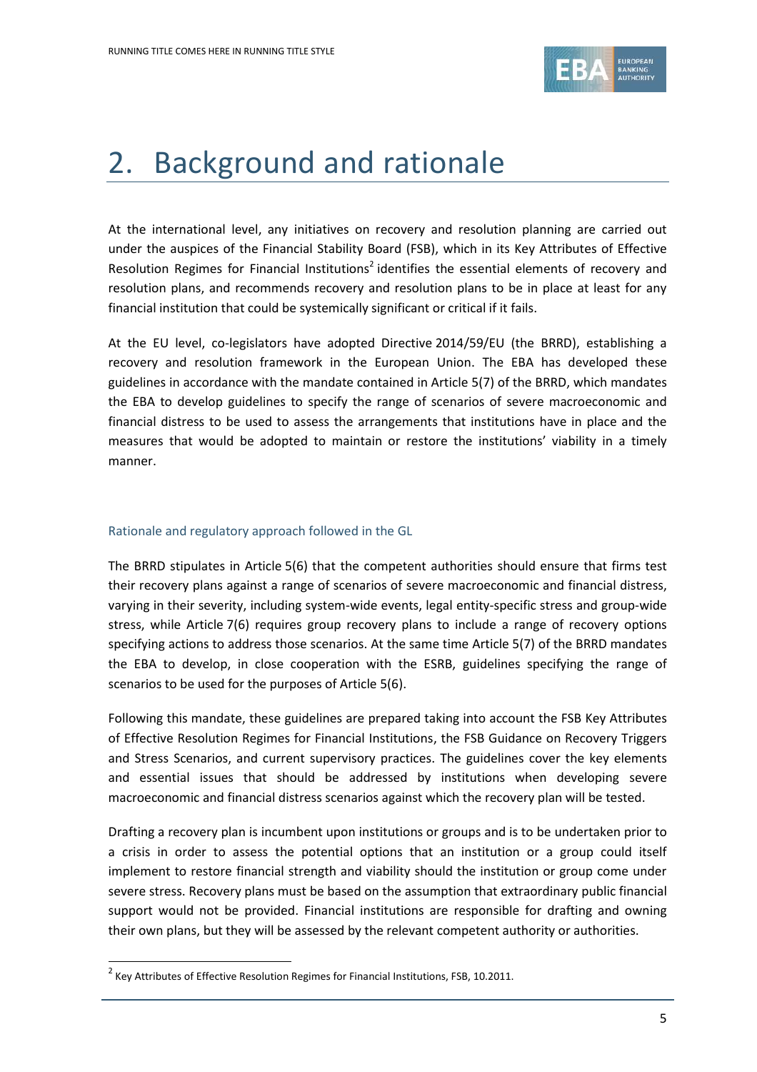# 2. Background and rationale

At the international level, any initiatives on recovery and resolution planning are carried out under the auspices of the Financial Stability Board (FSB), which in its Key Attributes of Effective Resolution Regimes for Financial Institutions[2] identifies the essential elements of recovery and resolution plans, and recommends recovery and resolution plans to be in place at least for any financial institution that could be systemically significant or critical if it fails.

At the EU level, co-legislators have adopted Directive 2014/59/EU (the BRRD), establishing a recovery and resolution framework in the European Union. The EBA has developed these guidelines in accordance with the mandate contained in Article 5(7) of the BRRD, which mandates the EBA to develop guidelines to specify the range of scenarios of severe macroeconomic and financial distress to be used to assess the arrangements that institutions have in place and the measures that would be adopted to maintain or restore the institutions' viability in a timely manner.

### Rationale and regulatory approach followed in the GL

The BRRD stipulates in Article 5(6) that the competent authorities should ensure that firms test their recovery plans against a range of scenarios of severe macroeconomic and financial distress, varying in their severity, including system-wide events, legal entity-specific stress and group-wide stress, while Article 7(6) requires group recovery plans to include a range of recovery options specifying actions to address those scenarios. At the same time Article 5(7) of the BRRD mandates the EBA to develop, in close cooperation with the ESRB, guidelines specifying the range of scenarios to be used for the purposes of Article 5(6).

Following this mandate, these guidelines are prepared taking into account the FSB Key Attributes of Effective Resolution Regimes for Financial Institutions, the FSB Guidance on Recovery Triggers and Stress Scenarios, and current supervisory practices. The guidelines cover the key elements and essential issues that should be addressed by institutions when developing severe macroeconomic and financial distress scenarios against which the recovery plan will be tested.

Drafting a recovery plan is incumbent upon institutions or groups and is to be undertaken prior to a crisis in order to assess the potential options that an institution or a group could itself implement to restore financial strength and viability should the institution or group come under severe stress. Recovery plans must be based on the assumption that extraordinary public financial support would not be provided. Financial institutions are responsible for drafting and owning their own plans, but they will be assessed by the relevant competent authority or authorities.

[2] Key Attributes of Effective Resolution Regimes for Financial Institutions, FSB, 10.2011.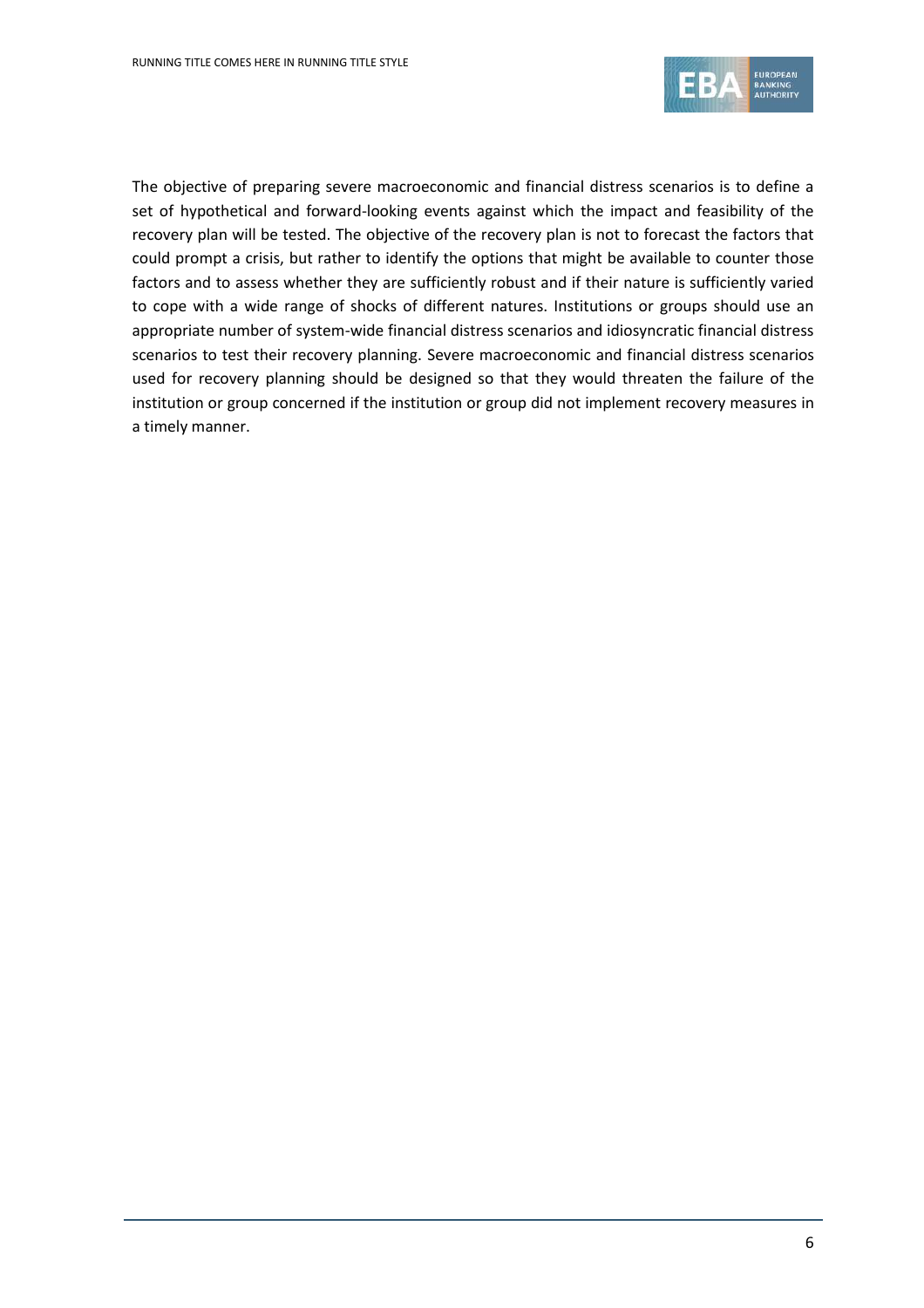The objective of preparing severe macroeconomic and financial distress scenarios is to define a set of hypothetical and forward-looking events against which the impact and feasibility of the recovery plan will be tested. The objective of the recovery plan is not to forecast the factors that could prompt a crisis, but rather to identify the options that might be available to counter those factors and to assess whether they are sufficiently robust and if their nature is sufficiently varied to cope with a wide range of shocks of different natures. Institutions or groups should use an appropriate number of system-wide financial distress scenarios and idiosyncratic financial distress scenarios to test their recovery planning. Severe macroeconomic and financial distress scenarios used for recovery planning should be designed so that they would threaten the failure of the institution or group concerned if the institution or group did not implement recovery measures in a timely manner.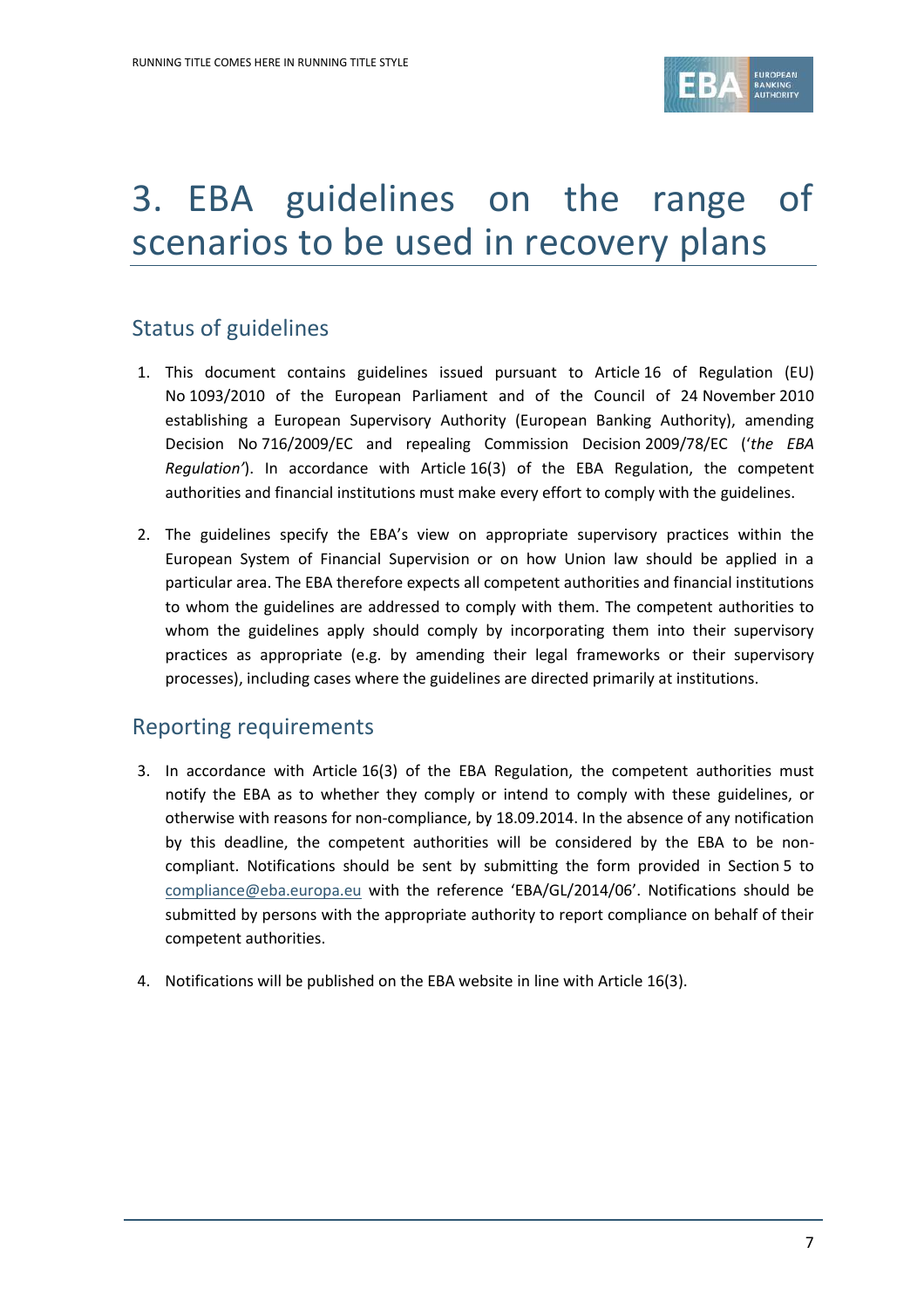# 3. EBA guidelines on the range of scenarios to be used in recovery plans

## Status of guidelines

1. This document contains guidelines issued pursuant to Article 16 of Regulation (EU) No 1093/2010 of the European Parliament and of the Council of 24 November 2010 establishing a European Supervisory Authority (European Banking Authority), amending Decision No 716/2009/EC and repealing Commission Decision 2009/78/EC (*'the EBA Regulation'*). In accordance with Article 16(3) of the EBA Regulation, the competent authorities and financial institutions must make every effort to comply with the guidelines.

2. The guidelines specify the EBA's view on appropriate supervisory practices within the European System of Financial Supervision or on how Union law should be applied in a particular area. The EBA therefore expects all competent authorities and financial institutions to whom the guidelines are addressed to comply with them. The competent authorities to whom the guidelines apply should comply by incorporating them into their supervisory practices as appropriate (e.g. by amending their legal frameworks or their supervisory processes), including cases where the guidelines are directed primarily at institutions.

## Reporting requirements

3. In accordance with Article 16(3) of the EBA Regulation, the competent authorities must notify the EBA as to whether they comply or intend to comply with these guidelines, or otherwise with reasons for non-compliance, by 18.09.2014. In the absence of any notification by this deadline, the competent authorities will be considered by the EBA to be non-compliant. Notifications should be sent by submitting the form provided in Section 5 to compliance@eba.europa.eu with the reference 'EBA/GL/2014/06'. Notifications should be submitted by persons with the appropriate authority to report compliance on behalf of their competent authorities.

4. Notifications will be published on the EBA website in line with Article 16(3).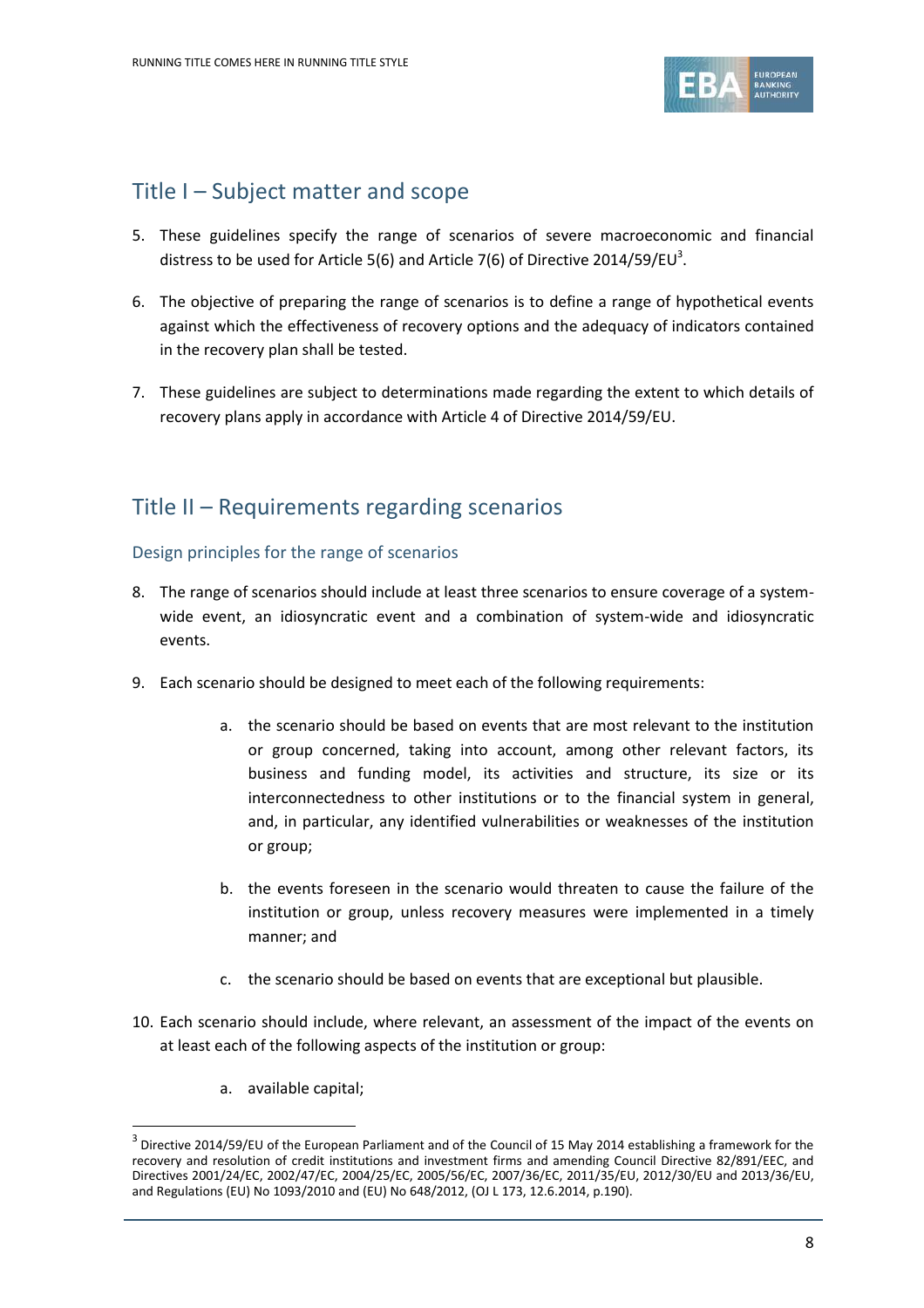## Title I – Subject matter and scope

5. These guidelines specify the range of scenarios of severe macroeconomic and financial distress to be used for Article 5(6) and Article 7(6) of Directive 2014/59/EU[3].

6. The objective of preparing the range of scenarios is to define a range of hypothetical events against which the effectiveness of recovery options and the adequacy of indicators contained in the recovery plan shall be tested.

7. These guidelines are subject to determinations made regarding the extent to which details of recovery plans apply in accordance with Article 4 of Directive 2014/59/EU.

## Title II – Requirements regarding scenarios

### Design principles for the range of scenarios

8. The range of scenarios should include at least three scenarios to ensure coverage of a system-wide event, an idiosyncratic event and a combination of system-wide and idiosyncratic events.

9. Each scenario should be designed to meet each of the following requirements:

    a. the scenario should be based on events that are most relevant to the institution or group concerned, taking into account, among other relevant factors, its business and funding model, its activities and structure, its size or its interconnectedness to other institutions or to the financial system in general, and, in particular, any identified vulnerabilities or weaknesses of the institution or group;

    b. the events foreseen in the scenario would threaten to cause the failure of the institution or group, unless recovery measures were implemented in a timely manner; and

    c. the scenario should be based on events that are exceptional but plausible.

10. Each scenario should include, where relevant, an assessment of the impact of the events on at least each of the following aspects of the institution or group:

    a. available capital;

[3] Directive 2014/59/EU of the European Parliament and of the Council of 15 May 2014 establishing a framework for the recovery and resolution of credit institutions and investment firms and amending Council Directive 82/891/EEC, and Directives 2001/24/EC, 2002/47/EC, 2004/25/EC, 2005/56/EC, 2007/36/EC, 2011/35/EU, 2012/30/EU and 2013/36/EU, and Regulations (EU) No 1093/2010 and (EU) No 648/2012, (OJ L 173, 12.6.2014, p.190).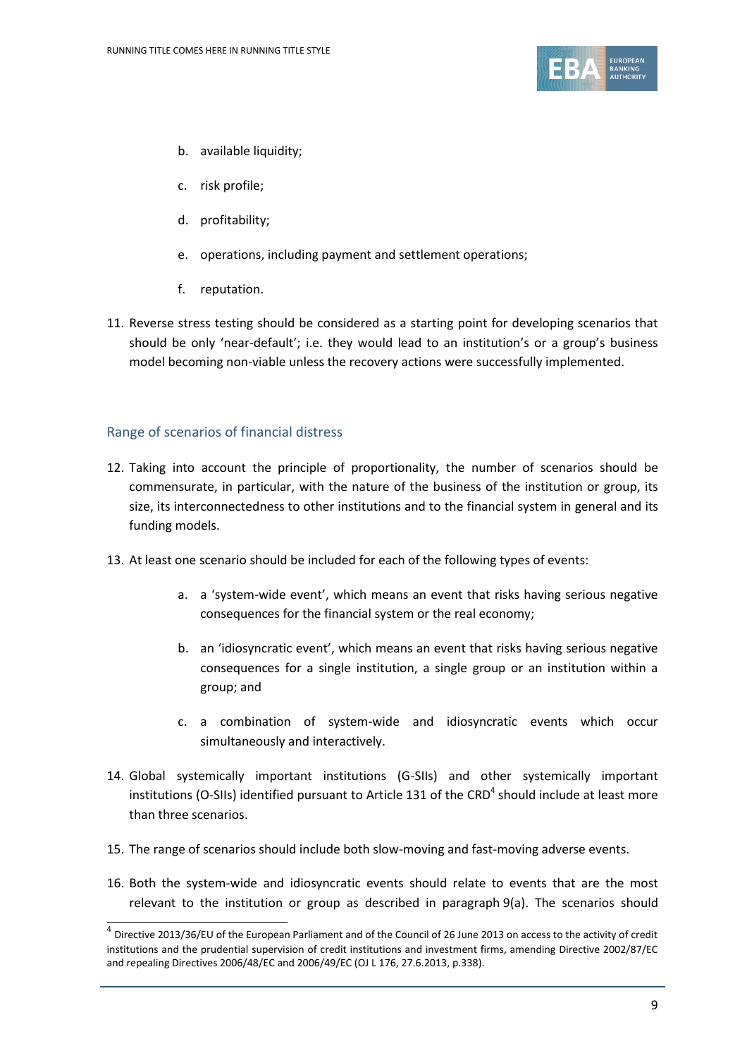b. available liquidity;

c. risk profile;

d. profitability;

e. operations, including payment and settlement operations;

f. reputation.

11. Reverse stress testing should be considered as a starting point for developing scenarios that should be only 'near-default'; i.e. they would lead to an institution's or a group's business model becoming non-viable unless the recovery actions were successfully implemented.

## Range of scenarios of financial distress

12. Taking into account the principle of proportionality, the number of scenarios should be commensurate, in particular, with the nature of the business of the institution or group, its size, its interconnectedness to other institutions and to the financial system in general and its funding models.

13. At least one scenario should be included for each of the following types of events:

    a. a 'system-wide event', which means an event that risks having serious negative consequences for the financial system or the real economy;

    b. an 'idiosyncratic event', which means an event that risks having serious negative consequences for a single institution, a single group or an institution within a group; and

    c. a combination of system-wide and idiosyncratic events which occur simultaneously and interactively.

14. Global systemically important institutions (G-SIIs) and other systemically important institutions (O-SIIs) identified pursuant to Article 131 of the CRD[4] should include at least more than three scenarios.

15. The range of scenarios should include both slow-moving and fast-moving adverse events.

16. Both the system-wide and idiosyncratic events should relate to events that are the most relevant to the institution or group as described in paragraph 9(a). The scenarios should

[4] Directive 2013/36/EU of the European Parliament and of the Council of 26 June 2013 on access to the activity of credit institutions and the prudential supervision of credit institutions and investment firms, amending Directive 2002/87/EC and repealing Directives 2006/48/EC and 2006/49/EC (OJ L 176, 27.6.2013, p.338).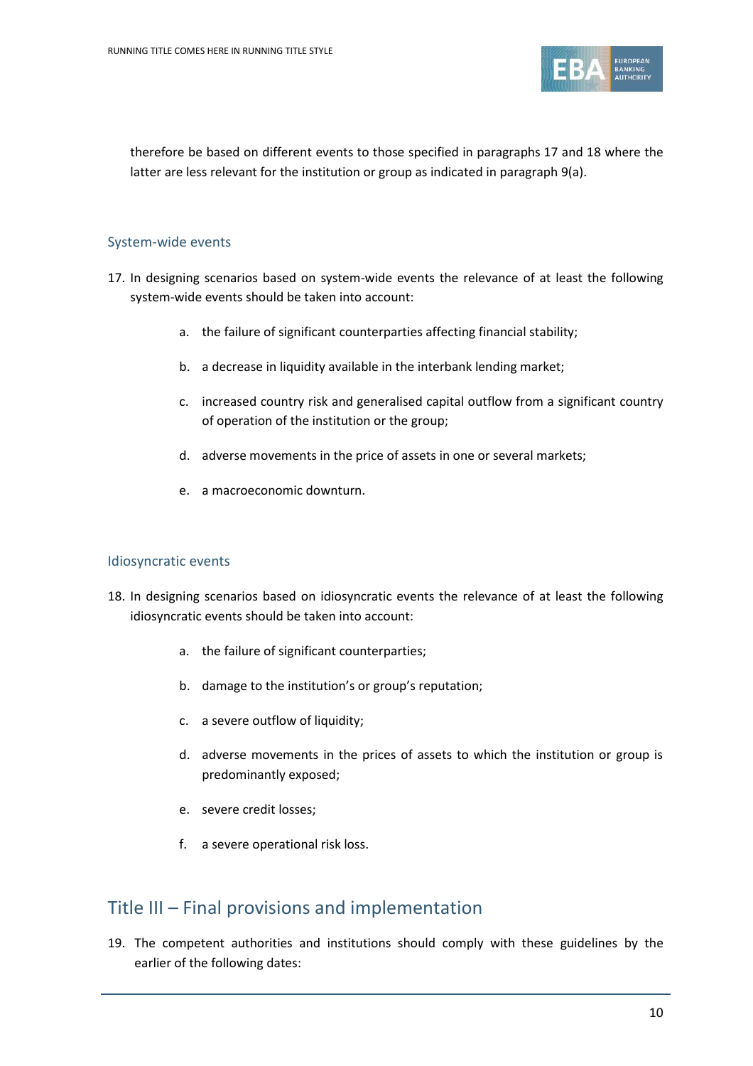therefore be based on different events to those specified in paragraphs 17 and 18 where the latter are less relevant for the institution or group as indicated in paragraph 9(a).

### System-wide events

17. In designing scenarios based on system-wide events the relevance of at least the following system-wide events should be taken into account:

    a. the failure of significant counterparties affecting financial stability;

    b. a decrease in liquidity available in the interbank lending market;

    c. increased country risk and generalised capital outflow from a significant country of operation of the institution or the group;

    d. adverse movements in the price of assets in one or several markets;

    e. a macroeconomic downturn.

### Idiosyncratic events

18. In designing scenarios based on idiosyncratic events the relevance of at least the following idiosyncratic events should be taken into account:

    a. the failure of significant counterparties;

    b. damage to the institution's or group's reputation;

    c. a severe outflow of liquidity;

    d. adverse movements in the prices of assets to which the institution or group is predominantly exposed;

    e. severe credit losses;

    f. a severe operational risk loss.

## Title III – Final provisions and implementation

19. The competent authorities and institutions should comply with these guidelines by the earlier of the following dates: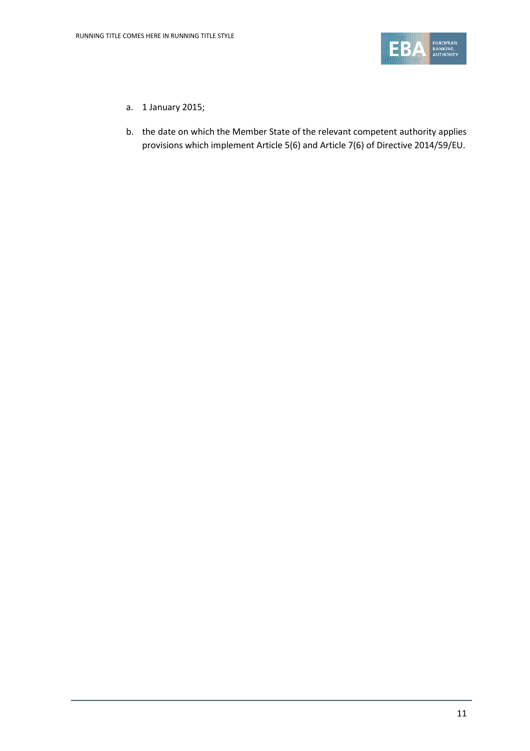a. 1 January 2015;

b. the date on which the Member State of the relevant competent authority applies provisions which implement Article 5(6) and Article 7(6) of Directive 2014/59/EU.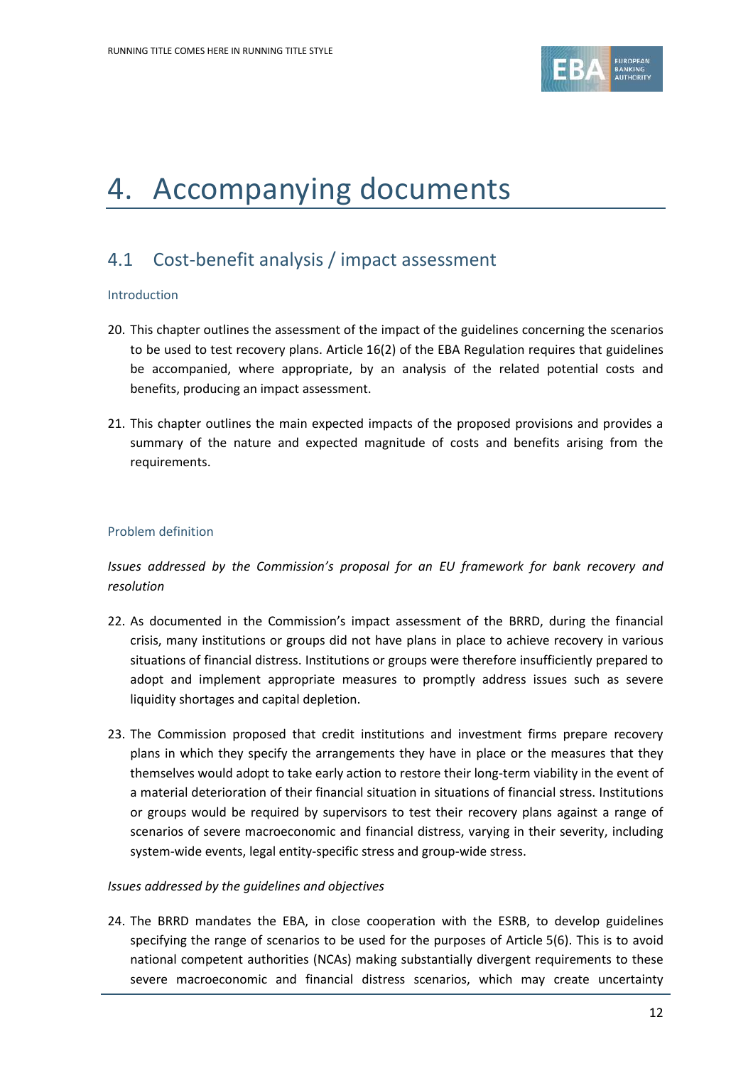# 4. Accompanying documents

## 4.1 Cost-benefit analysis / impact assessment

### Introduction

20. This chapter outlines the assessment of the impact of the guidelines concerning the scenarios to be used to test recovery plans. Article 16(2) of the EBA Regulation requires that guidelines be accompanied, where appropriate, by an analysis of the related potential costs and benefits, producing an impact assessment.

21. This chapter outlines the main expected impacts of the proposed provisions and provides a summary of the nature and expected magnitude of costs and benefits arising from the requirements.

### Problem definition

*Issues addressed by the Commission's proposal for an EU framework for bank recovery and resolution*

22. As documented in the Commission's impact assessment of the BRRD, during the financial crisis, many institutions or groups did not have plans in place to achieve recovery in various situations of financial distress. Institutions or groups were therefore insufficiently prepared to adopt and implement appropriate measures to promptly address issues such as severe liquidity shortages and capital depletion.

23. The Commission proposed that credit institutions and investment firms prepare recovery plans in which they specify the arrangements they have in place or the measures that they themselves would adopt to take early action to restore their long-term viability in the event of a material deterioration of their financial situation in situations of financial stress. Institutions or groups would be required by supervisors to test their recovery plans against a range of scenarios of severe macroeconomic and financial distress, varying in their severity, including system-wide events, legal entity-specific stress and group-wide stress.

*Issues addressed by the guidelines and objectives*

24. The BRRD mandates the EBA, in close cooperation with the ESRB, to develop guidelines specifying the range of scenarios to be used for the purposes of Article 5(6). This is to avoid national competent authorities (NCAs) making substantially divergent requirements to these severe macroeconomic and financial distress scenarios, which may create uncertainty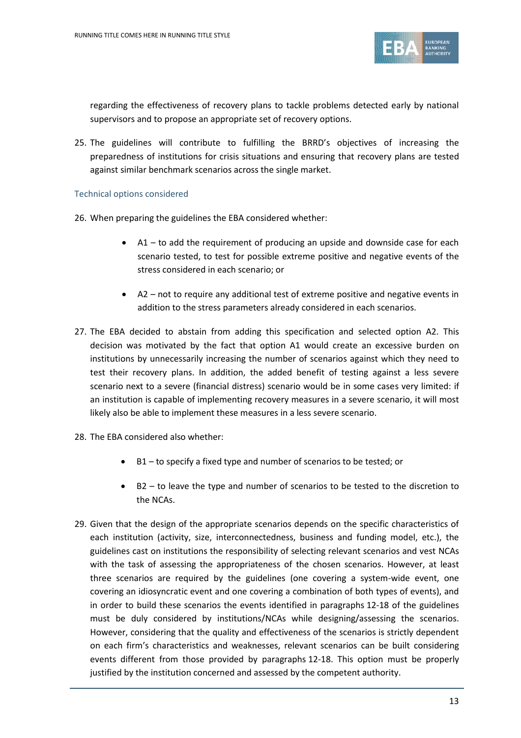regarding the effectiveness of recovery plans to tackle problems detected early by national supervisors and to propose an appropriate set of recovery options.

25. The guidelines will contribute to fulfilling the BRRD's objectives of increasing the preparedness of institutions for crisis situations and ensuring that recovery plans are tested against similar benchmark scenarios across the single market.

### Technical options considered

26. When preparing the guidelines the EBA considered whether:

    - A1 – to add the requirement of producing an upside and downside case for each scenario tested, to test for possible extreme positive and negative events of the stress considered in each scenario; or

    - A2 – not to require any additional test of extreme positive and negative events in addition to the stress parameters already considered in each scenarios.

27. The EBA decided to abstain from adding this specification and selected option A2. This decision was motivated by the fact that option A1 would create an excessive burden on institutions by unnecessarily increasing the number of scenarios against which they need to test their recovery plans. In addition, the added benefit of testing against a less severe scenario next to a severe (financial distress) scenario would be in some cases very limited: if an institution is capable of implementing recovery measures in a severe scenario, it will most likely also be able to implement these measures in a less severe scenario.

28. The EBA considered also whether:

    - B1 – to specify a fixed type and number of scenarios to be tested; or

    - B2 – to leave the type and number of scenarios to be tested to the discretion to the NCAs.

29. Given that the design of the appropriate scenarios depends on the specific characteristics of each institution (activity, size, interconnectedness, business and funding model, etc.), the guidelines cast on institutions the responsibility of selecting relevant scenarios and vest NCAs with the task of assessing the appropriateness of the chosen scenarios. However, at least three scenarios are required by the guidelines (one covering a system-wide event, one covering an idiosyncratic event and one covering a combination of both types of events), and in order to build these scenarios the events identified in paragraphs 12-18 of the guidelines must be duly considered by institutions/NCAs while designing/assessing the scenarios. However, considering that the quality and effectiveness of the scenarios is strictly dependent on each firm's characteristics and weaknesses, relevant scenarios can be built considering events different from those provided by paragraphs 12-18. This option must be properly justified by the institution concerned and assessed by the competent authority.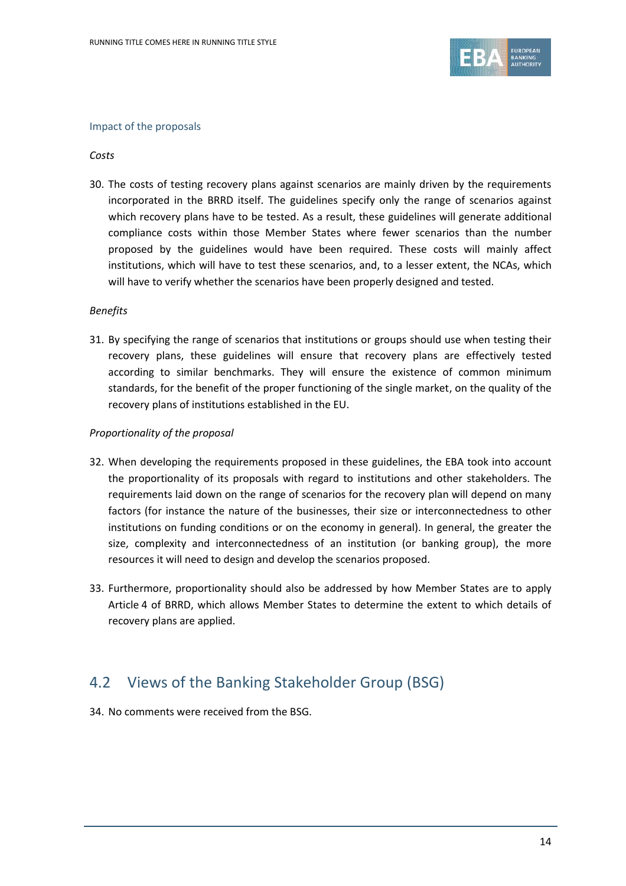### Impact of the proposals

*Costs*

30. The costs of testing recovery plans against scenarios are mainly driven by the requirements incorporated in the BRRD itself. The guidelines specify only the range of scenarios against which recovery plans have to be tested. As a result, these guidelines will generate additional compliance costs within those Member States where fewer scenarios than the number proposed by the guidelines would have been required. These costs will mainly affect institutions, which will have to test these scenarios, and, to a lesser extent, the NCAs, which will have to verify whether the scenarios have been properly designed and tested.

*Benefits*

31. By specifying the range of scenarios that institutions or groups should use when testing their recovery plans, these guidelines will ensure that recovery plans are effectively tested according to similar benchmarks. They will ensure the existence of common minimum standards, for the benefit of the proper functioning of the single market, on the quality of the recovery plans of institutions established in the EU.

*Proportionality of the proposal*

32. When developing the requirements proposed in these guidelines, the EBA took into account the proportionality of its proposals with regard to institutions and other stakeholders. The requirements laid down on the range of scenarios for the recovery plan will depend on many factors (for instance the nature of the businesses, their size or interconnectedness to other institutions on funding conditions or on the economy in general). In general, the greater the size, complexity and interconnectedness of an institution (or banking group), the more resources it will need to design and develop the scenarios proposed.

33. Furthermore, proportionality should also be addressed by how Member States are to apply Article 4 of BRRD, which allows Member States to determine the extent to which details of recovery plans are applied.

## 4.2 Views of the Banking Stakeholder Group (BSG)

34. No comments were received from the BSG.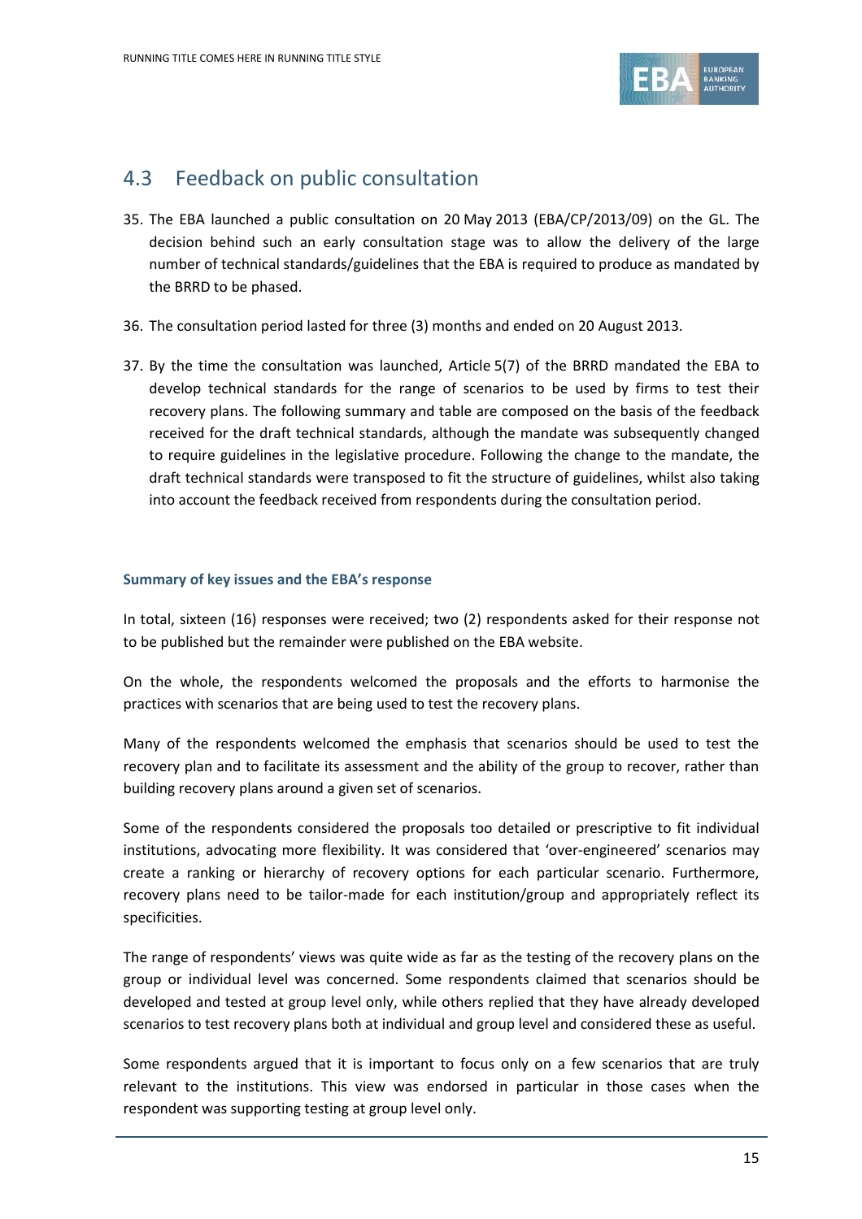## 4.3 Feedback on public consultation

35. The EBA launched a public consultation on 20 May 2013 (EBA/CP/2013/09) on the GL. The decision behind such an early consultation stage was to allow the delivery of the large number of technical standards/guidelines that the EBA is required to produce as mandated by the BRRD to be phased.

36. The consultation period lasted for three (3) months and ended on 20 August 2013.

37. By the time the consultation was launched, Article 5(7) of the BRRD mandated the EBA to develop technical standards for the range of scenarios to be used by firms to test their recovery plans. The following summary and table are composed on the basis of the feedback received for the draft technical standards, although the mandate was subsequently changed to require guidelines in the legislative procedure. Following the change to the mandate, the draft technical standards were transposed to fit the structure of guidelines, whilst also taking into account the feedback received from respondents during the consultation period.

#### Summary of key issues and the EBA's response

In total, sixteen (16) responses were received; two (2) respondents asked for their response not to be published but the remainder were published on the EBA website.

On the whole, the respondents welcomed the proposals and the efforts to harmonise the practices with scenarios that are being used to test the recovery plans.

Many of the respondents welcomed the emphasis that scenarios should be used to test the recovery plan and to facilitate its assessment and the ability of the group to recover, rather than building recovery plans around a given set of scenarios.

Some of the respondents considered the proposals too detailed or prescriptive to fit individual institutions, advocating more flexibility. It was considered that 'over-engineered' scenarios may create a ranking or hierarchy of recovery options for each particular scenario. Furthermore, recovery plans need to be tailor-made for each institution/group and appropriately reflect its specificities.

The range of respondents' views was quite wide as far as the testing of the recovery plans on the group or individual level was concerned. Some respondents claimed that scenarios should be developed and tested at group level only, while others replied that they have already developed scenarios to test recovery plans both at individual and group level and considered these as useful.

Some respondents argued that it is important to focus only on a few scenarios that are truly relevant to the institutions. This view was endorsed in particular in those cases when the respondent was supporting testing at group level only.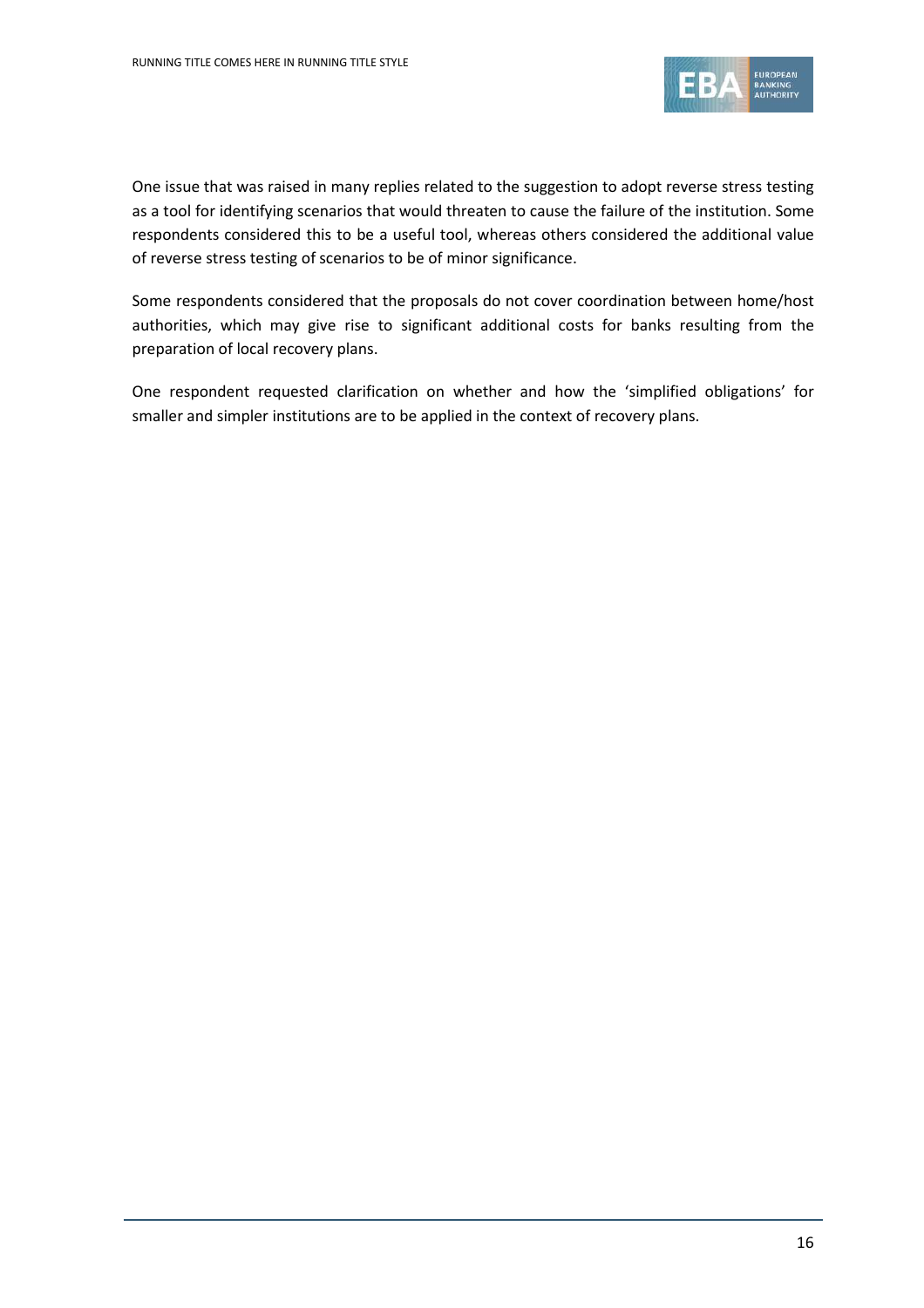One issue that was raised in many replies related to the suggestion to adopt reverse stress testing as a tool for identifying scenarios that would threaten to cause the failure of the institution. Some respondents considered this to be a useful tool, whereas others considered the additional value of reverse stress testing of scenarios to be of minor significance.

Some respondents considered that the proposals do not cover coordination between home/host authorities, which may give rise to significant additional costs for banks resulting from the preparation of local recovery plans.

One respondent requested clarification on whether and how the 'simplified obligations' for smaller and simpler institutions are to be applied in the context of recovery plans.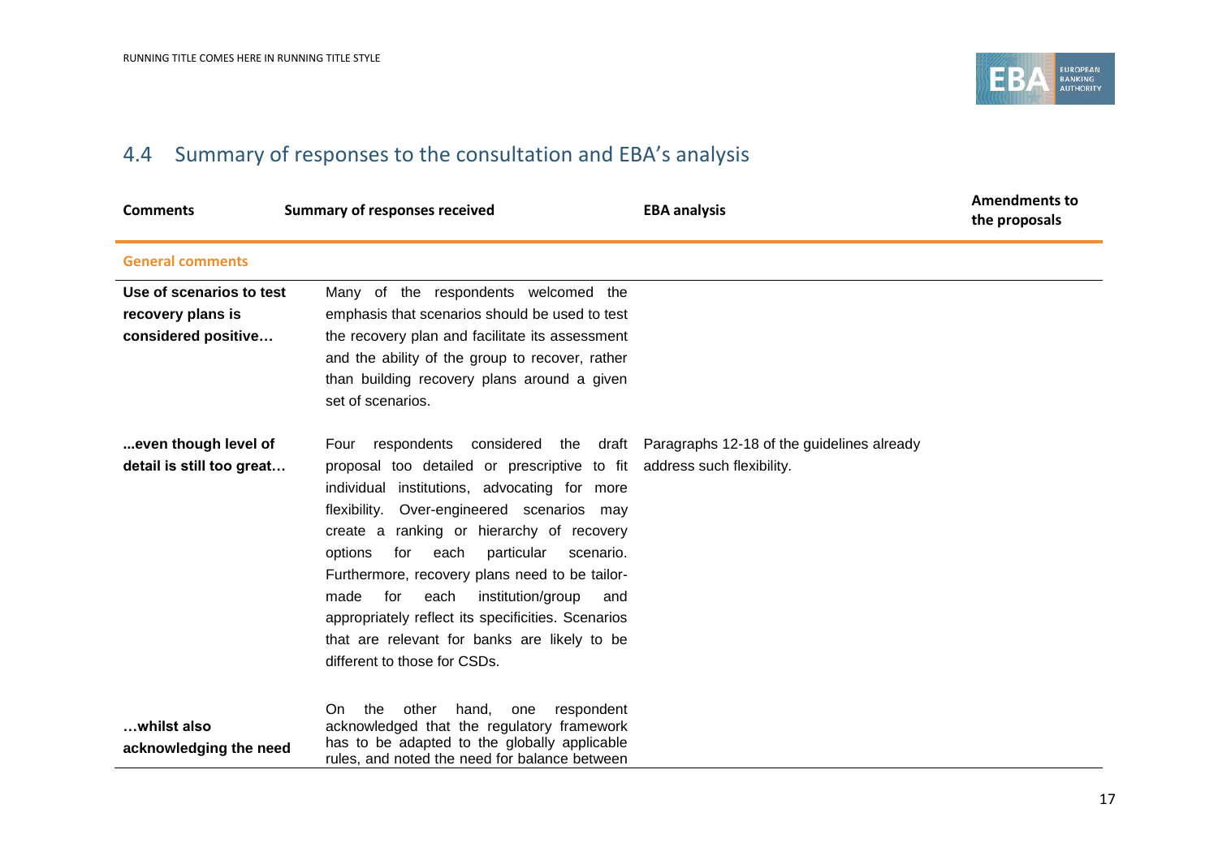## 4.4 Summary of responses to the consultation and EBA's analysis

| Comments | Summary of responses received | EBA analysis | Amendments to the proposals |
|---|---|---|---|
| **General comments** | | | |
| **Use of scenarios to test recovery plans is considered positive…** | Many of the respondents welcomed the emphasis that scenarios should be used to test the recovery plan and facilitate its assessment and the ability of the group to recover, rather than building recovery plans around a given set of scenarios. | | |
| **...even though level of detail is still too great…** | Four respondents considered the draft proposal too detailed or prescriptive to fit individual institutions, advocating for more flexibility. Over-engineered scenarios may create a ranking or hierarchy of recovery options for each particular scenario. Furthermore, recovery plans need to be tailor-made for each institution/group and appropriately reflect its specificities. Scenarios that are relevant for banks are likely to be different to those for CSDs. | Paragraphs 12-18 of the guidelines already address such flexibility. | |
| **…whilst also acknowledging the need** | On the other hand, one respondent acknowledged that the regulatory framework has to be adapted to the globally applicable rules, and noted the need for balance between | | |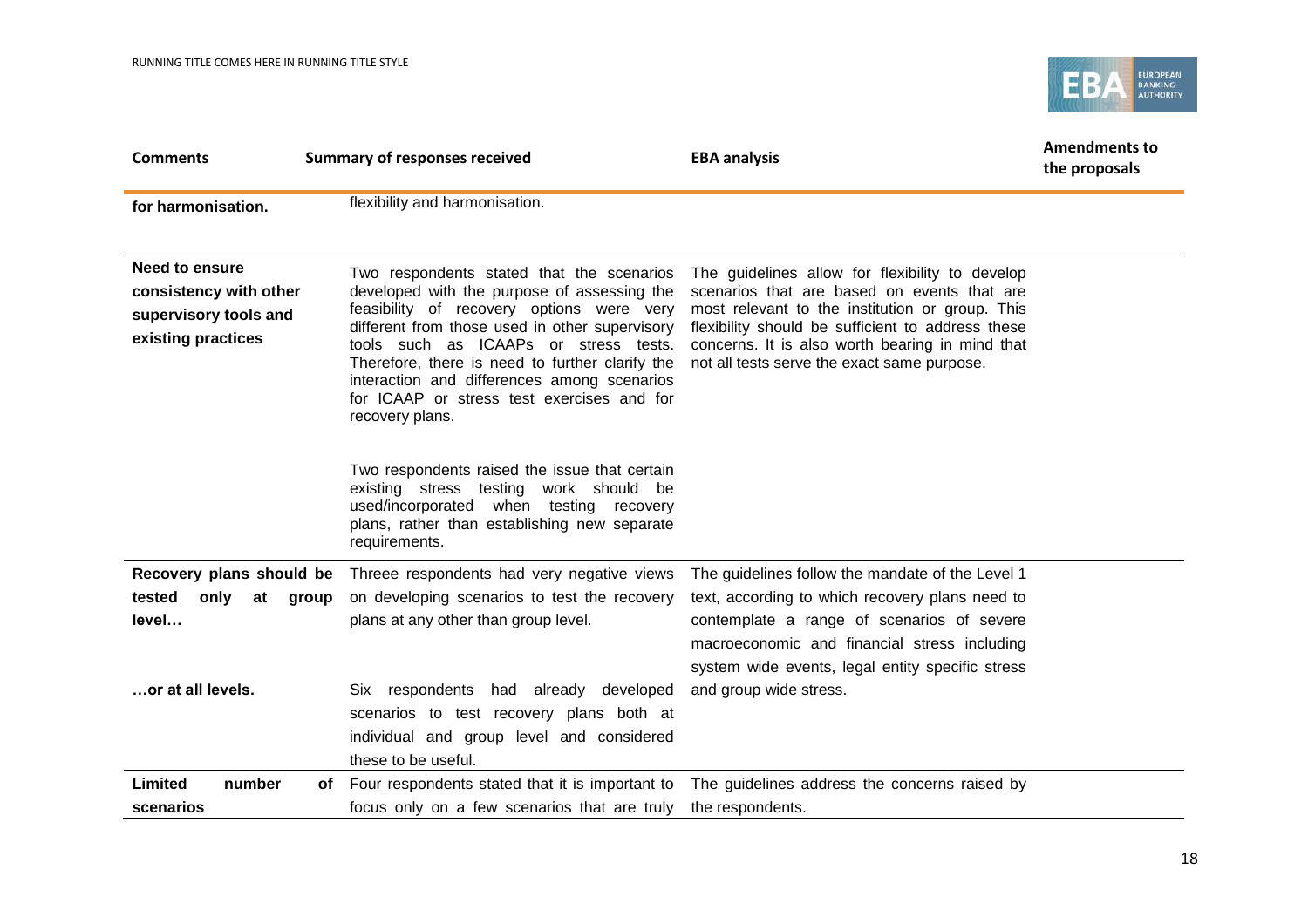| Comments | Summary of responses received | EBA analysis | Amendments to the proposals |
|---|---|---|---|
| **for harmonisation.** | flexibility and harmonisation. | | |
| **Need to ensure consistency with other supervisory tools and existing practices** | Two respondents stated that the scenarios developed with the purpose of assessing the feasibility of recovery options were very different from those used in other supervisory tools such as ICAAPs or stress tests. Therefore, there is need to further clarify the interaction and differences among scenarios for ICAAP or stress test exercises and for recovery plans.<br><br>Two respondents raised the issue that certain existing stress testing work should be used/incorporated when testing recovery plans, rather than establishing new separate requirements. | The guidelines allow for flexibility to develop scenarios that are based on events that are most relevant to the institution or group. This flexibility should be sufficient to address these concerns. It is also worth bearing in mind that not all tests serve the exact same purpose. | |
| **Recovery plans should be tested only at group level…**<br><br>**…or at all levels.** | Threee respondents had very negative views on developing scenarios to test the recovery plans at any other than group level.<br><br>Six respondents had already developed scenarios to test recovery plans both at individual and group level and considered these to be useful. | The guidelines follow the mandate of the Level 1 text, according to which recovery plans need to contemplate a range of scenarios of severe macroeconomic and financial stress including system wide events, legal entity specific stress and group wide stress. | |
| **Limited number of scenarios** | Four respondents stated that it is important to focus only on a few scenarios that are truly | The guidelines address the concerns raised by the respondents. | |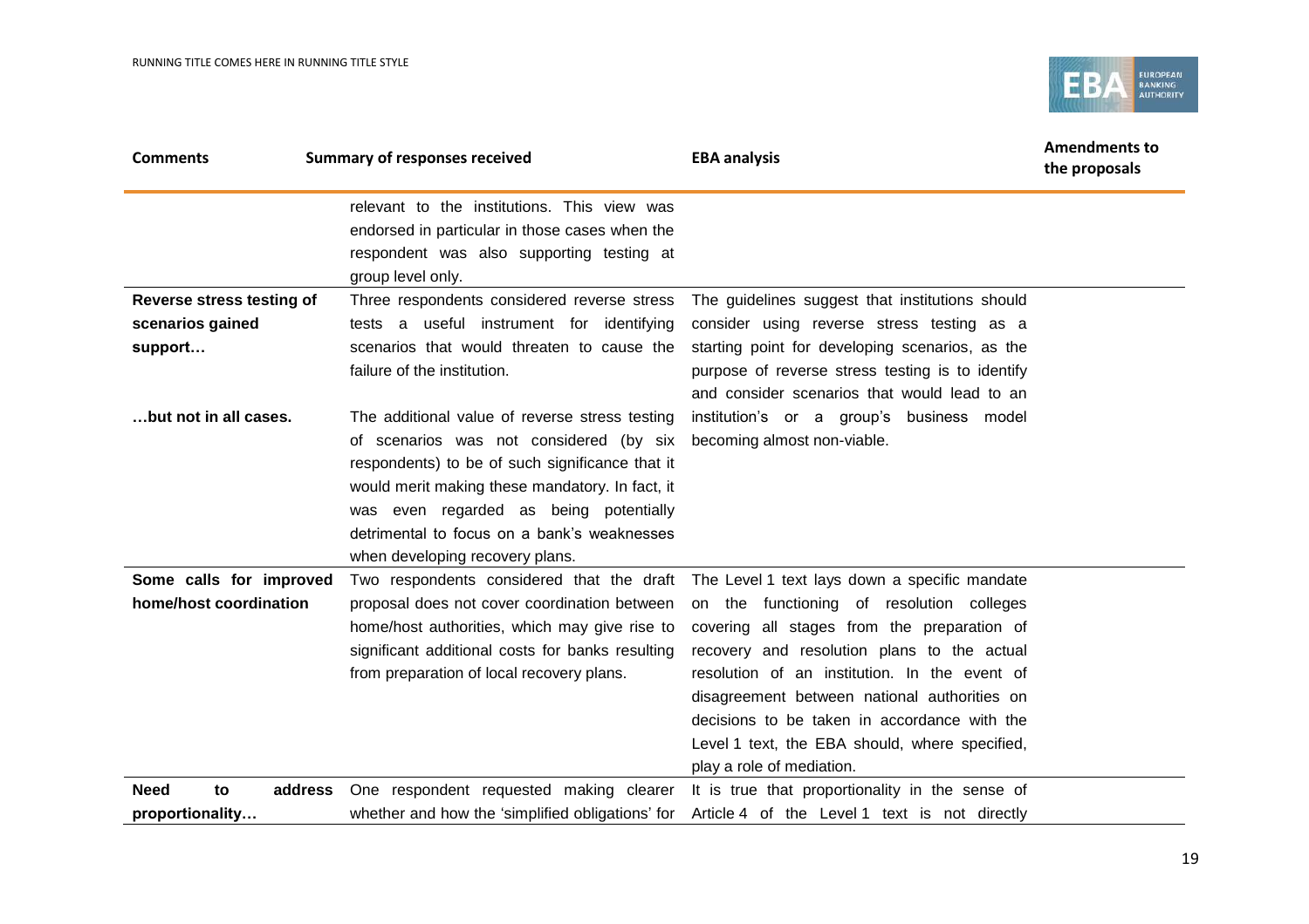| Comments | Summary of responses received | EBA analysis | Amendments to the proposals |
|---|---|---|---|
| | relevant to the institutions. This view was endorsed in particular in those cases when the respondent was also supporting testing at group level only. | | |
| **Reverse stress testing of scenarios gained support…** | Three respondents considered reverse stress tests a useful instrument for identifying scenarios that would threaten to cause the failure of the institution. | The guidelines suggest that institutions should consider using reverse stress testing as a starting point for developing scenarios, as the purpose of reverse stress testing is to identify and consider scenarios that would lead to an institution's or a group's business model becoming almost non-viable. | |
| **…but not in all cases.** | The additional value of reverse stress testing of scenarios was not considered (by six respondents) to be of such significance that it would merit making these mandatory. In fact, it was even regarded as being potentially detrimental to focus on a bank's weaknesses when developing recovery plans. | | |
| **Some calls for improved home/host coordination** | Two respondents considered that the draft proposal does not cover coordination between home/host authorities, which may give rise to significant additional costs for banks resulting from preparation of local recovery plans. | The Level 1 text lays down a specific mandate on the functioning of resolution colleges covering all stages from the preparation of recovery and resolution plans to the actual resolution of an institution. In the event of disagreement between national authorities on decisions to be taken in accordance with the Level 1 text, the EBA should, where specified, play a role of mediation. | |
| **Need to address proportionality…** | One respondent requested making clearer whether and how the 'simplified obligations' for | It is true that proportionality in the sense of Article 4 of the Level 1 text is not directly | |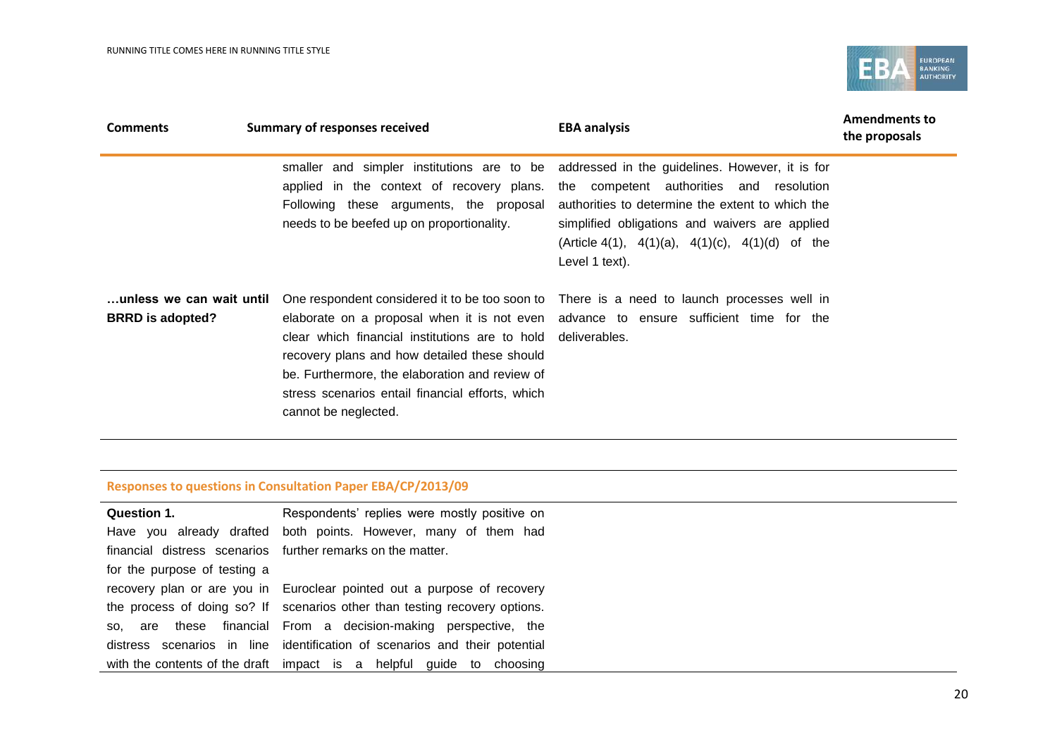| Comments | Summary of responses received | EBA analysis | Amendments to the proposals |
|---|---|---|---|
| | smaller and simpler institutions are to be applied in the context of recovery plans. Following these arguments, the proposal needs to be beefed up on proportionality. | addressed in the guidelines. However, it is for the competent authorities and resolution authorities to determine the extent to which the simplified obligations and waivers are applied (Article 4(1), 4(1)(a), 4(1)(c), 4(1)(d) of the Level 1 text). | |
| **…unless we can wait until BRRD is adopted?** | One respondent considered it to be too soon to elaborate on a proposal when it is not even clear which financial institutions are to hold recovery plans and how detailed these should be. Furthermore, the elaboration and review of stress scenarios entail financial efforts, which cannot be neglected. | There is a need to launch processes well in advance to ensure sufficient time for the deliverables. | |

**Responses to questions in Consultation Paper EBA/CP/2013/09**

| | | | |
|---|---|---|---|
| **Question 1.** Have you already drafted financial distress scenarios for the purpose of testing a recovery plan or are you in the process of doing so? If so, are these financial distress scenarios in line with the contents of the draft | Respondents' replies were mostly positive on both points. However, many of them had further remarks on the matter.<br><br>Euroclear pointed out a purpose of recovery scenarios other than testing recovery options. From a decision-making perspective, the identification of scenarios and their potential impact is a helpful guide to choosing | | |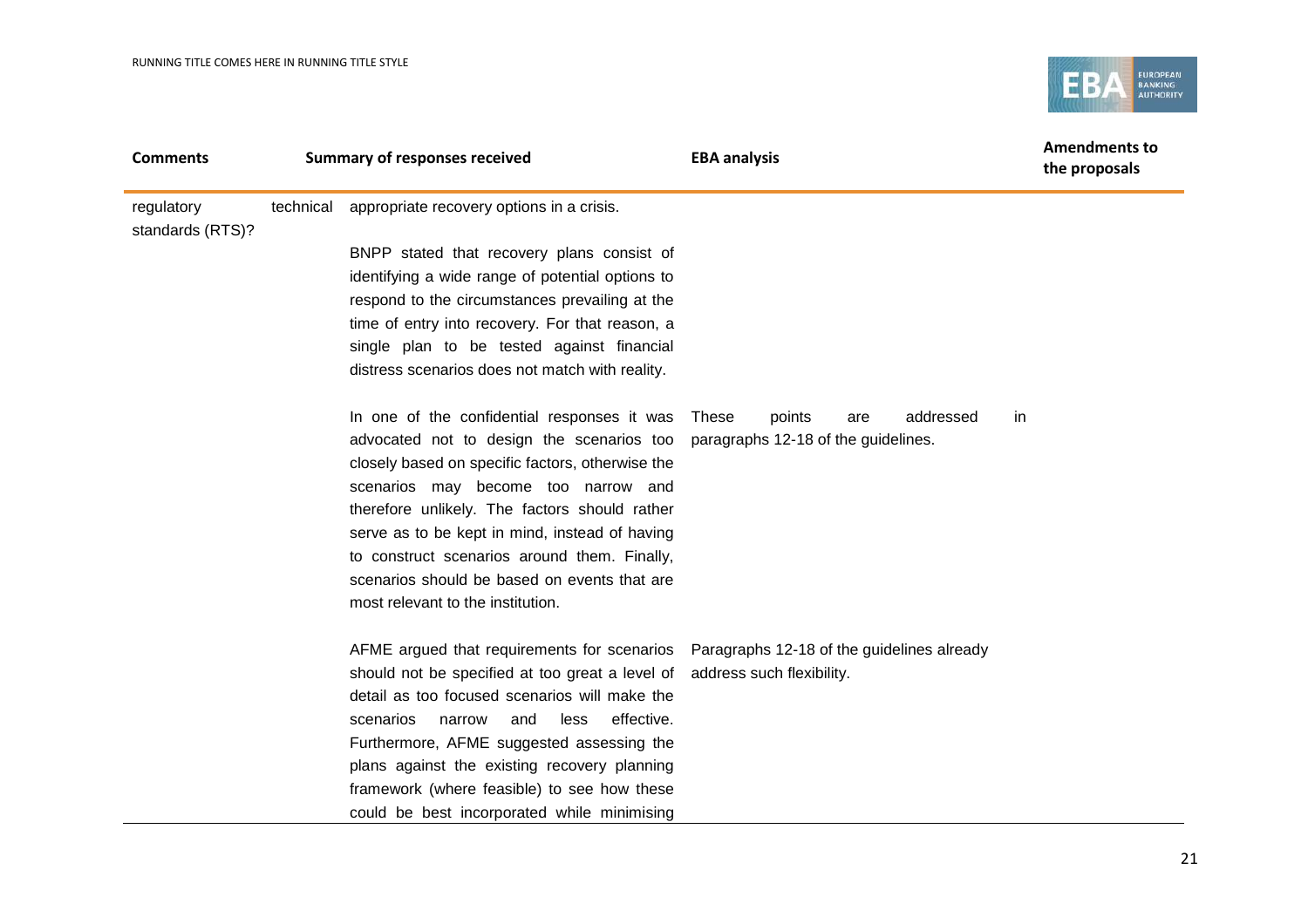| Comments | Summary of responses received | EBA analysis | Amendments to the proposals |
|---|---|---|---|
| regulatory technical standards (RTS)? | appropriate recovery options in a crisis.<br><br>BNPP stated that recovery plans consist of identifying a wide range of potential options to respond to the circumstances prevailing at the time of entry into recovery. For that reason, a single plan to be tested against financial distress scenarios does not match with reality. | | |
| | In one of the confidential responses it was advocated not to design the scenarios too closely based on specific factors, otherwise the scenarios may become too narrow and therefore unlikely. The factors should rather serve as to be kept in mind, instead of having to construct scenarios around them. Finally, scenarios should be based on events that are most relevant to the institution. | These points are addressed in paragraphs 12-18 of the guidelines. | |
| | AFME argued that requirements for scenarios should not be specified at too great a level of detail as too focused scenarios will make the scenarios narrow and less effective. Furthermore, AFME suggested assessing the plans against the existing recovery planning framework (where feasible) to see how these could be best incorporated while minimising | Paragraphs 12-18 of the guidelines already address such flexibility. | |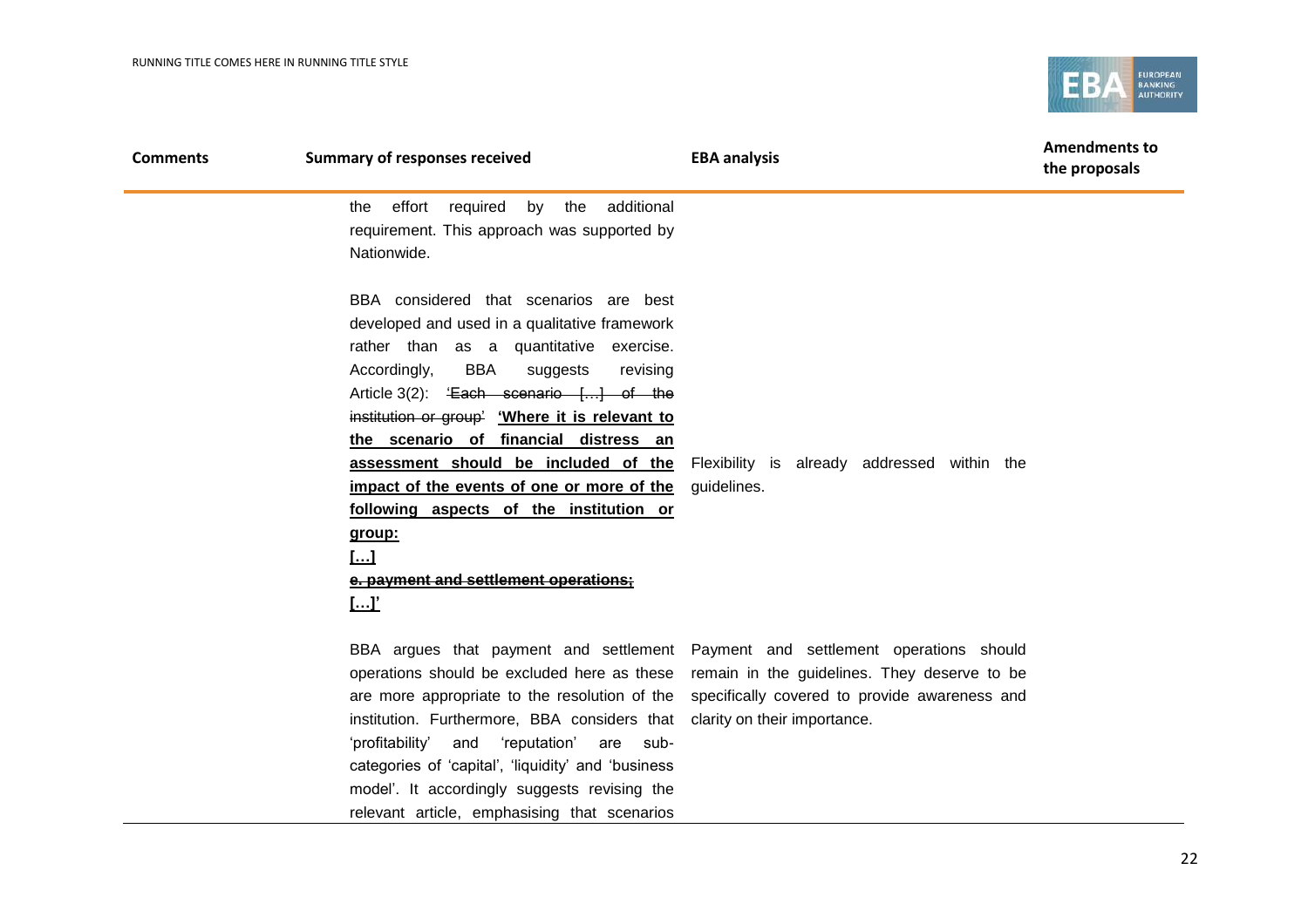| Comments | Summary of responses received | EBA analysis | Amendments to the proposals |
|---|---|---|---|
| | the effort required by the additional requirement. This approach was supported by Nationwide. | | |
| | BBA considered that scenarios are best developed and used in a qualitative framework rather than as a quantitative exercise. Accordingly, BBA suggests revising Article 3(2): ~~'Each scenario […] of the institution or group'~~ **'Where it is relevant to the scenario of financial distress an assessment should be included of the impact of the events of one or more of the following aspects of the institution or group:** **[…]** ~~**e. payment and settlement operations;**~~ **[…]'** | Flexibility is already addressed within the guidelines. | |
| | BBA argues that payment and settlement operations should be excluded here as these are more appropriate to the resolution of the institution. Furthermore, BBA considers that 'profitability' and 'reputation' are sub-categories of 'capital', 'liquidity' and 'business model'. It accordingly suggests revising the relevant article, emphasising that scenarios | Payment and settlement operations should remain in the guidelines. They deserve to be specifically covered to provide awareness and clarity on their importance. | |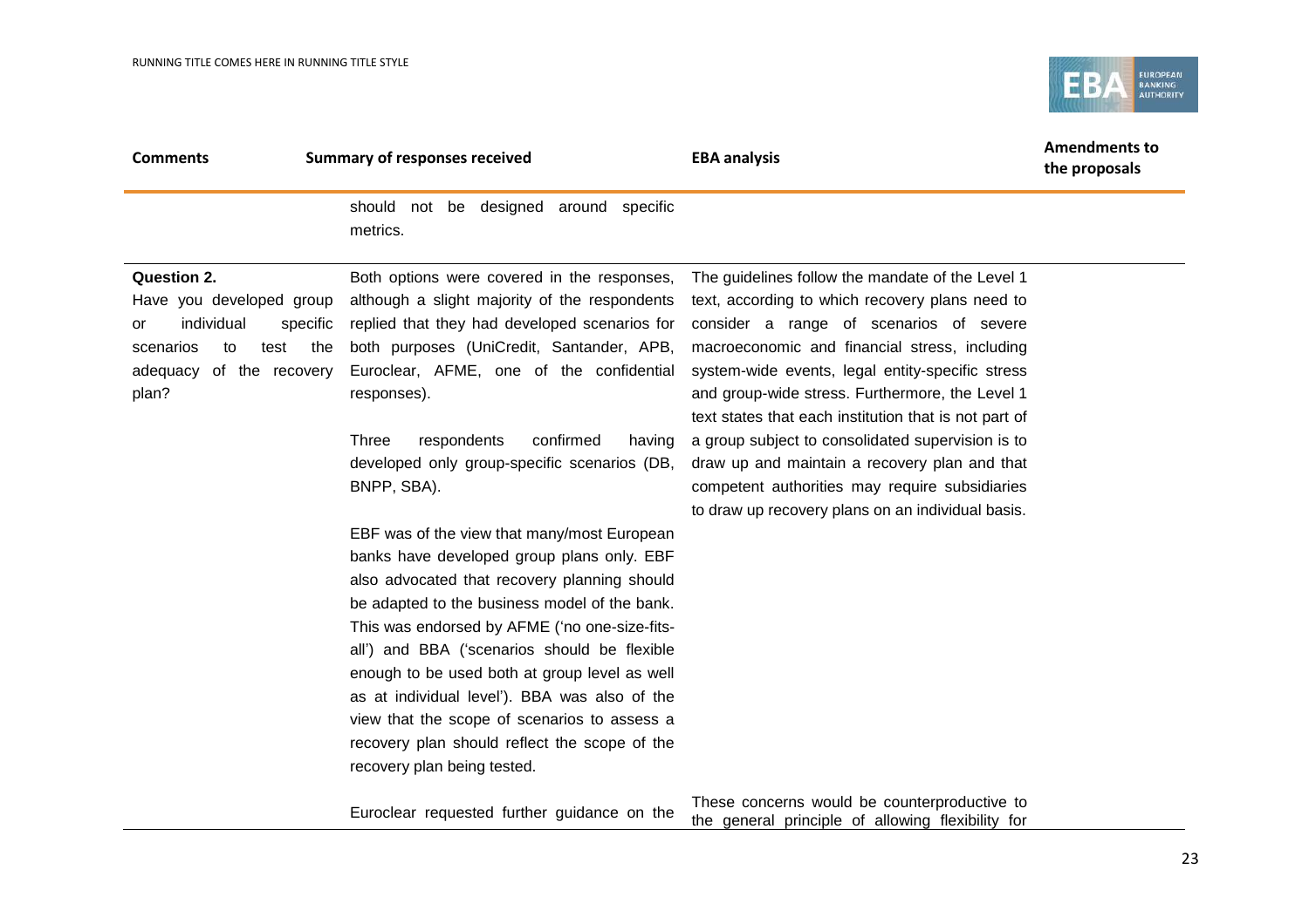| Comments | Summary of responses received | EBA analysis | Amendments to the proposals |
|---|---|---|---|
| | should not be designed around specific metrics. | | |
| **Question 2.** Have you developed group or individual specific scenarios to test the adequacy of the recovery plan? | Both options were covered in the responses, although a slight majority of the respondents replied that they had developed scenarios for both purposes (UniCredit, Santander, APB, Euroclear, AFME, one of the confidential responses).<br><br>Three respondents confirmed having developed only group-specific scenarios (DB, BNPP, SBA).<br><br>EBF was of the view that many/most European banks have developed group plans only. EBF also advocated that recovery planning should be adapted to the business model of the bank. This was endorsed by AFME ('no one-size-fits-all') and BBA ('scenarios should be flexible enough to be used both at group level as well as at individual level'). BBA was also of the view that the scope of scenarios to assess a recovery plan should reflect the scope of the recovery plan being tested. | The guidelines follow the mandate of the Level 1 text, according to which recovery plans need to consider a range of scenarios of severe macroeconomic and financial stress, including system-wide events, legal entity-specific stress and group-wide stress. Furthermore, the Level 1 text states that each institution that is not part of a group subject to consolidated supervision is to draw up and maintain a recovery plan and that competent authorities may require subsidiaries to draw up recovery plans on an individual basis. | |
| | Euroclear requested further guidance on the | These concerns would be counterproductive to the general principle of allowing flexibility for | |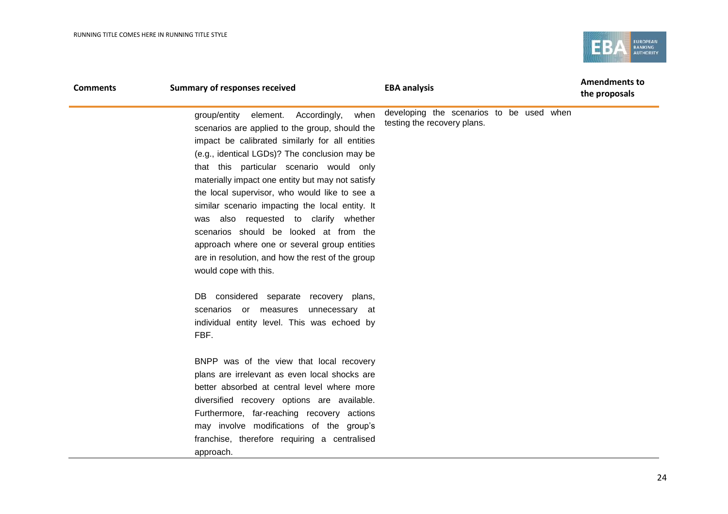| Comments | Summary of responses received | EBA analysis | Amendments to the proposals |
| --- | --- | --- | --- |
| | group/entity element. Accordingly, when scenarios are applied to the group, should the impact be calibrated similarly for all entities (e.g., identical LGDs)? The conclusion may be that this particular scenario would only materially impact one entity but may not satisfy the local supervisor, who would like to see a similar scenario impacting the local entity. It was also requested to clarify whether scenarios should be looked at from the approach where one or several group entities are in resolution, and how the rest of the group would cope with this.<br><br>DB considered separate recovery plans, scenarios or measures unnecessary at individual entity level. This was echoed by FBF.<br><br>BNPP was of the view that local recovery plans are irrelevant as even local shocks are better absorbed at central level where more diversified recovery options are available. Furthermore, far-reaching recovery actions may involve modifications of the group's franchise, therefore requiring a centralised approach. | developing the scenarios to be used when testing the recovery plans. | |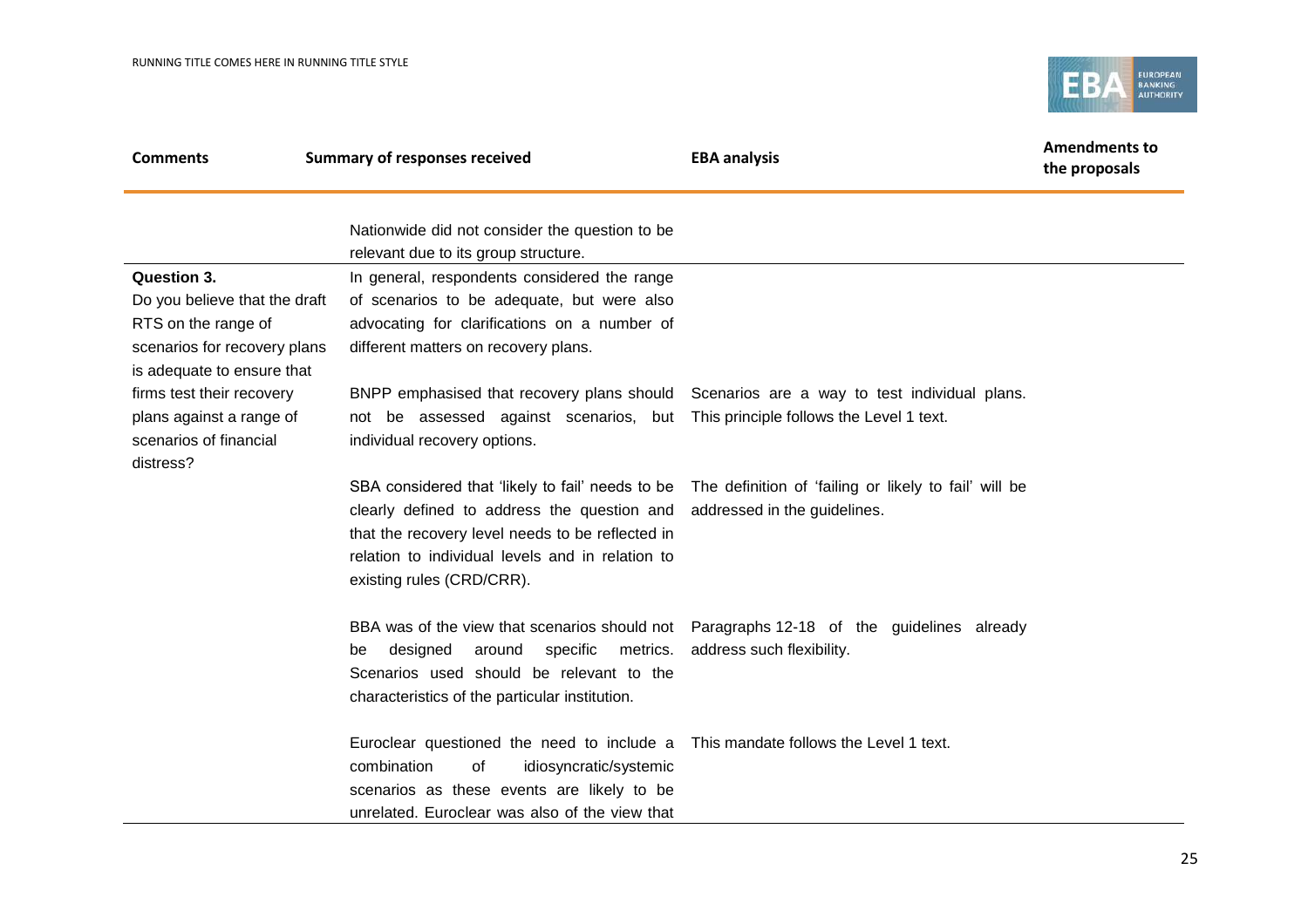| Comments | Summary of responses received | EBA analysis | Amendments to the proposals |
|---|---|---|---|
| | Nationwide did not consider the question to be relevant due to its group structure. | | |
| **Question 3.** Do you believe that the draft RTS on the range of scenarios for recovery plans is adequate to ensure that firms test their recovery plans against a range of scenarios of financial distress? | In general, respondents considered the range of scenarios to be adequate, but were also advocating for clarifications on a number of different matters on recovery plans. | | |
| | BNPP emphasised that recovery plans should not be assessed against scenarios, but individual recovery options. | Scenarios are a way to test individual plans. This principle follows the Level 1 text. | |
| | SBA considered that 'likely to fail' needs to be clearly defined to address the question and that the recovery level needs to be reflected in relation to individual levels and in relation to existing rules (CRD/CRR). | The definition of 'failing or likely to fail' will be addressed in the guidelines. | |
| | BBA was of the view that scenarios should not be designed around specific metrics. Scenarios used should be relevant to the characteristics of the particular institution. | Paragraphs 12-18 of the guidelines already address such flexibility. | |
| | Euroclear questioned the need to include a combination of idiosyncratic/systemic scenarios as these events are likely to be unrelated. Euroclear was also of the view that | This mandate follows the Level 1 text. | |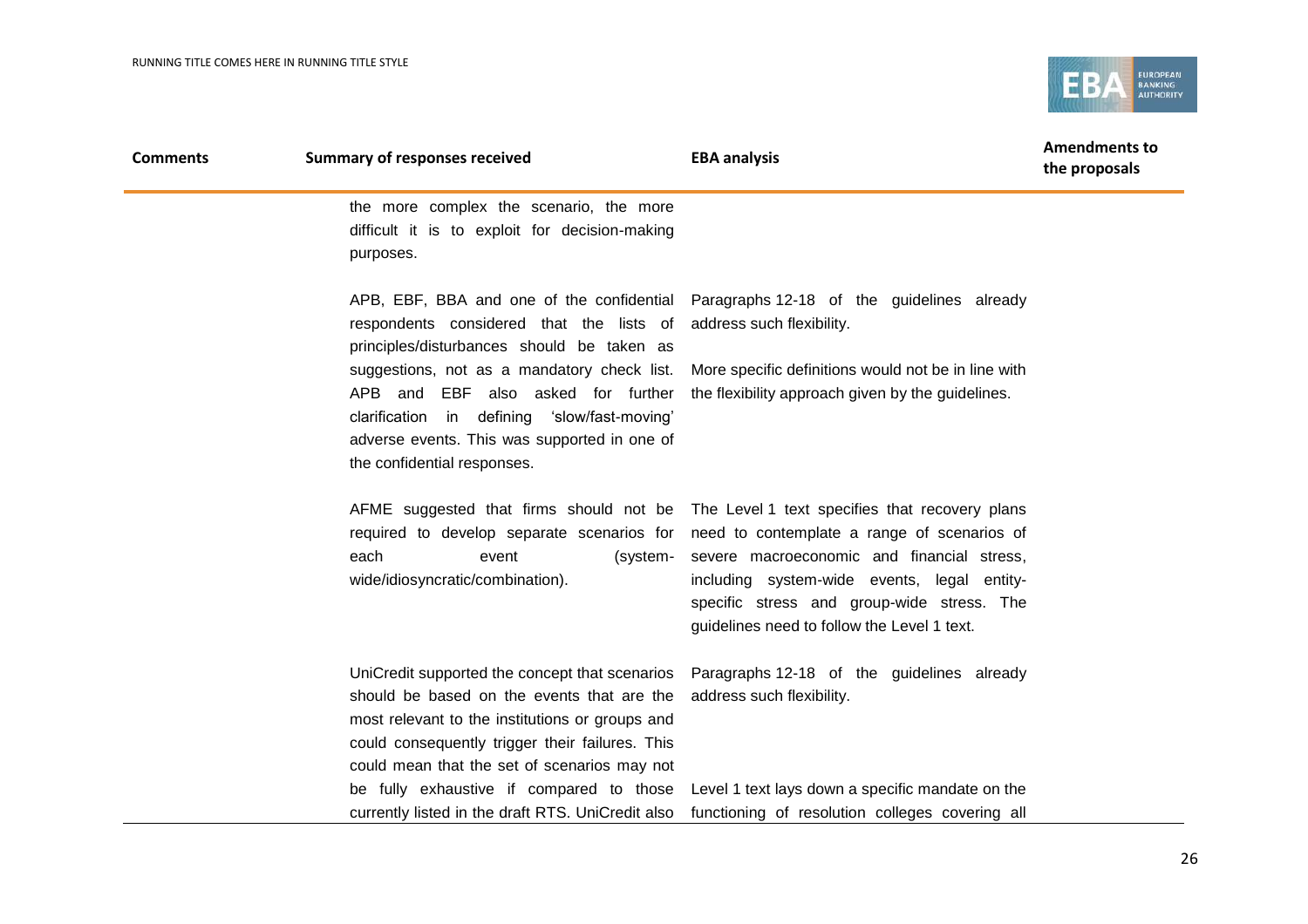| Comments | Summary of responses received | EBA analysis | Amendments to the proposals |
|---|---|---|---|
| | the more complex the scenario, the more difficult it is to exploit for decision-making purposes. | | |
| | APB, EBF, BBA and one of the confidential respondents considered that the lists of principles/disturbances should be taken as suggestions, not as a mandatory check list. APB and EBF also asked for further clarification in defining 'slow/fast-moving' adverse events. This was supported in one of the confidential responses. | Paragraphs 12-18 of the guidelines already address such flexibility. More specific definitions would not be in line with the flexibility approach given by the guidelines. | |
| | AFME suggested that firms should not be required to develop separate scenarios for each event (system-wide/idiosyncratic/combination). | The Level 1 text specifies that recovery plans need to contemplate a range of scenarios of severe macroeconomic and financial stress, including system-wide events, legal entity-specific stress and group-wide stress. The guidelines need to follow the Level 1 text. | |
| | UniCredit supported the concept that scenarios should be based on the events that are the most relevant to the institutions or groups and could consequently trigger their failures. This could mean that the set of scenarios may not be fully exhaustive if compared to those currently listed in the draft RTS. UniCredit also | Paragraphs 12-18 of the guidelines already address such flexibility. Level 1 text lays down a specific mandate on the functioning of resolution colleges covering all | |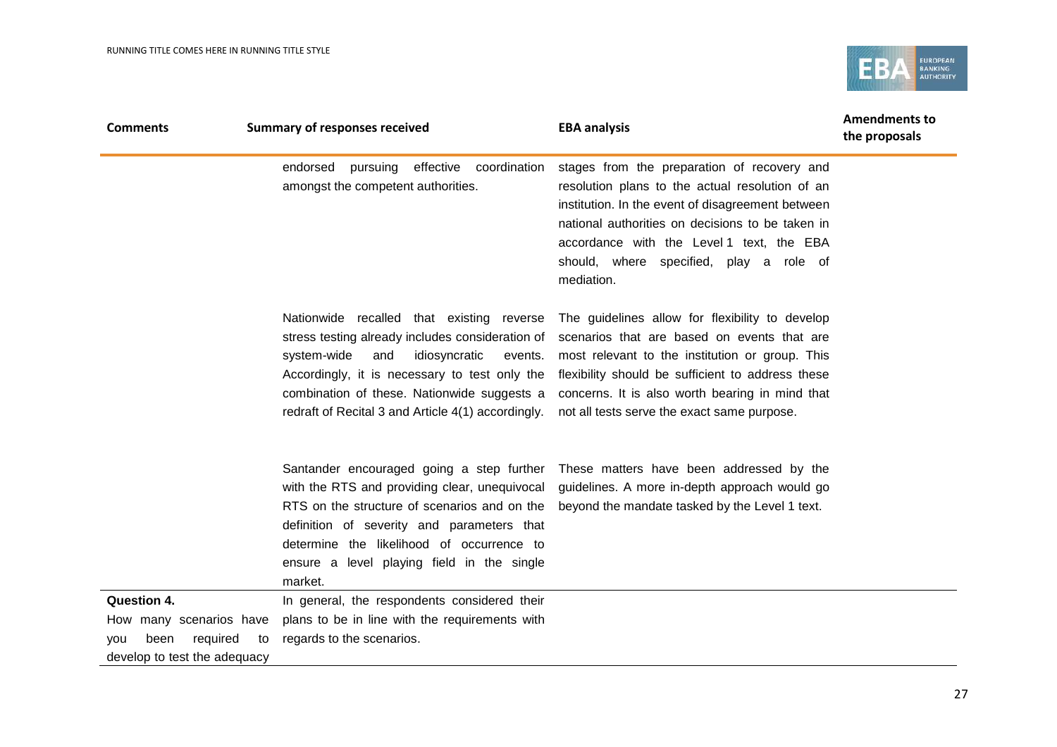| Comments | Summary of responses received | EBA analysis | Amendments to the proposals |
|---|---|---|---|
| | endorsed pursuing effective coordination amongst the competent authorities. | stages from the preparation of recovery and resolution plans to the actual resolution of an institution. In the event of disagreement between national authorities on decisions to be taken in accordance with the Level 1 text, the EBA should, where specified, play a role of mediation. | |
| | Nationwide recalled that existing reverse stress testing already includes consideration of system-wide and idiosyncratic events. Accordingly, it is necessary to test only the combination of these. Nationwide suggests a redraft of Recital 3 and Article 4(1) accordingly. | The guidelines allow for flexibility to develop scenarios that are based on events that are most relevant to the institution or group. This flexibility should be sufficient to address these concerns. It is also worth bearing in mind that not all tests serve the exact same purpose. | |
| | Santander encouraged going a step further with the RTS and providing clear, unequivocal RTS on the structure of scenarios and on the definition of severity and parameters that determine the likelihood of occurrence to ensure a level playing field in the single market. | These matters have been addressed by the guidelines. A more in-depth approach would go beyond the mandate tasked by the Level 1 text. | |
| **Question 4.** How many scenarios have you been required to develop to test the adequacy | In general, the respondents considered their plans to be in line with the requirements with regards to the scenarios. | | |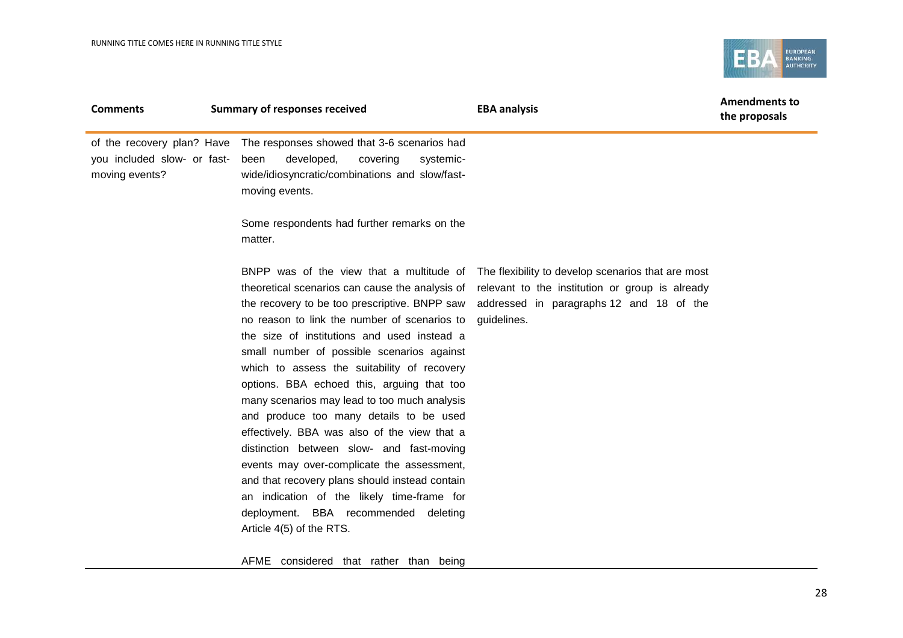| Comments | Summary of responses received | EBA analysis | Amendments to the proposals |
|---|---|---|---|
| of the recovery plan? Have you included slow- or fast-moving events? | The responses showed that 3-6 scenarios had been developed, covering systemic-wide/idiosyncratic/combinations and slow/fast-moving events. | | |
| | Some respondents had further remarks on the matter. | | |
| | BNPP was of the view that a multitude of theoretical scenarios can cause the analysis of the recovery to be too prescriptive. BNPP saw no reason to link the number of scenarios to the size of institutions and used instead a small number of possible scenarios against which to assess the suitability of recovery options. BBA echoed this, arguing that too many scenarios may lead to too much analysis and produce too many details to be used effectively. BBA was also of the view that a distinction between slow- and fast-moving events may over-complicate the assessment, and that recovery plans should instead contain an indication of the likely time-frame for deployment. BBA recommended deleting Article 4(5) of the RTS. | The flexibility to develop scenarios that are most relevant to the institution or group is already addressed in paragraphs 12 and 18 of the guidelines. | |
| | AFME considered that rather than being | | |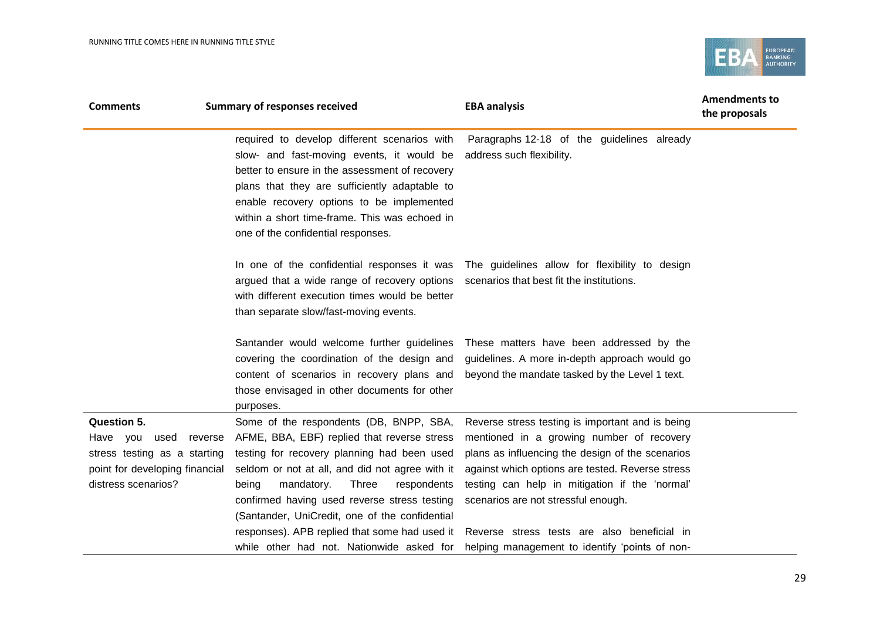| Comments | Summary of responses received | EBA analysis | Amendments to the proposals |
|---|---|---|---|
| | required to develop different scenarios with slow- and fast-moving events, it would be better to ensure in the assessment of recovery plans that they are sufficiently adaptable to enable recovery options to be implemented within a short time-frame. This was echoed in one of the confidential responses. | Paragraphs 12-18 of the guidelines already address such flexibility. | |
| | In one of the confidential responses it was argued that a wide range of recovery options with different execution times would be better than separate slow/fast-moving events. | The guidelines allow for flexibility to design scenarios that best fit the institutions. | |
| | Santander would welcome further guidelines covering the coordination of the design and content of scenarios in recovery plans and those envisaged in other documents for other purposes. | These matters have been addressed by the guidelines. A more in-depth approach would go beyond the mandate tasked by the Level 1 text. | |
| **Question 5.** Have you used reverse stress testing as a starting point for developing financial distress scenarios? | Some of the respondents (DB, BNPP, SBA, AFME, BBA, EBF) replied that reverse stress testing for recovery planning had been used seldom or not at all, and did not agree with it being mandatory. Three respondents confirmed having used reverse stress testing (Santander, UniCredit, one of the confidential responses). APB replied that some had used it while other had not. Nationwide asked for | Reverse stress testing is important and is being mentioned in a growing number of recovery plans as influencing the design of the scenarios against which options are tested. Reverse stress testing can help in mitigation if the 'normal' scenarios are not stressful enough.<br><br>Reverse stress tests are also beneficial in helping management to identify 'points of non- | |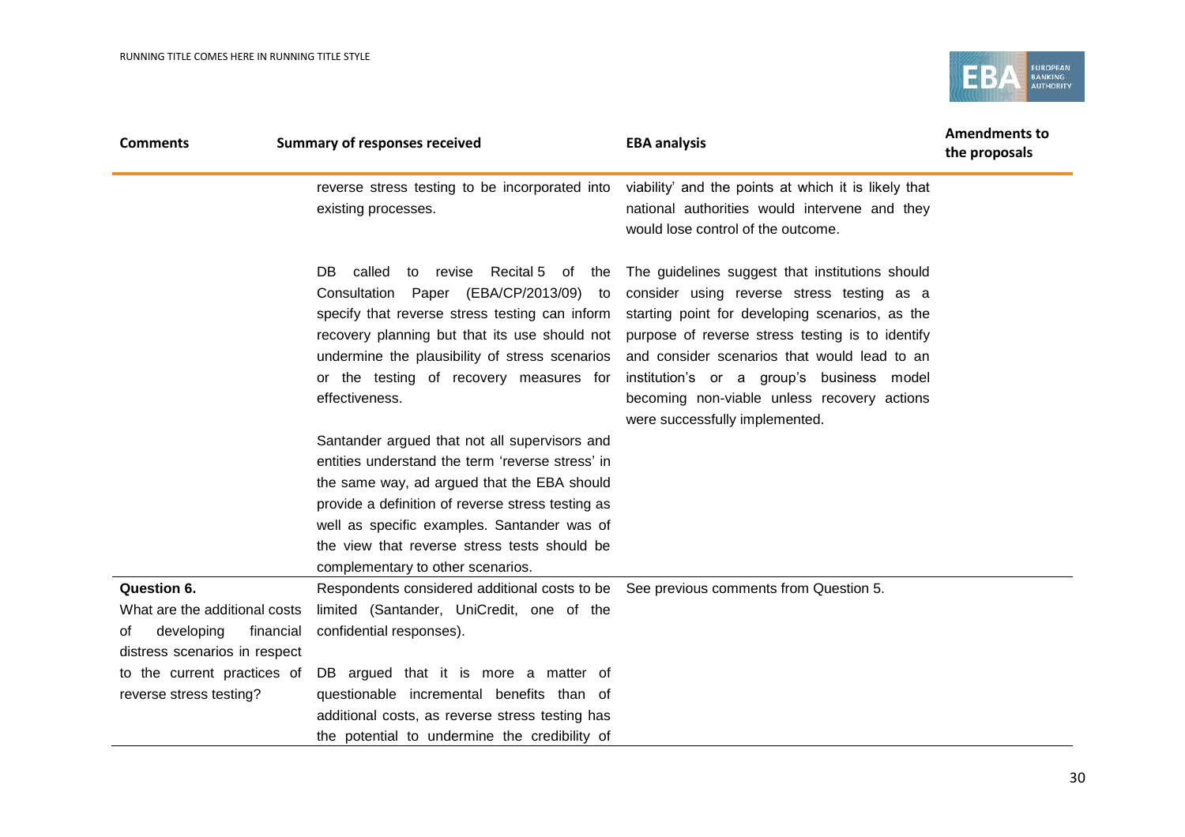| Comments | Summary of responses received | EBA analysis | Amendments to the proposals |
|---|---|---|---|
| | reverse stress testing to be incorporated into existing processes. | viability' and the points at which it is likely that national authorities would intervene and they would lose control of the outcome. | |
| | DB called to revise Recital 5 of the Consultation Paper (EBA/CP/2013/09) to specify that reverse stress testing can inform recovery planning but that its use should not undermine the plausibility of stress scenarios or the testing of recovery measures for effectiveness. | The guidelines suggest that institutions should consider using reverse stress testing as a starting point for developing scenarios, as the purpose of reverse stress testing is to identify and consider scenarios that would lead to an institution's or a group's business model becoming non-viable unless recovery actions were successfully implemented. | |
| | Santander argued that not all supervisors and entities understand the term 'reverse stress' in the same way, ad argued that the EBA should provide a definition of reverse stress testing as well as specific examples. Santander was of the view that reverse stress tests should be complementary to other scenarios. | | |
| **Question 6.** What are the additional costs of developing financial distress scenarios in respect to the current practices of reverse stress testing? | Respondents considered additional costs to be limited (Santander, UniCredit, one of the confidential responses).<br><br>DB argued that it is more a matter of questionable incremental benefits than of additional costs, as reverse stress testing has the potential to undermine the credibility of | See previous comments from Question 5. | |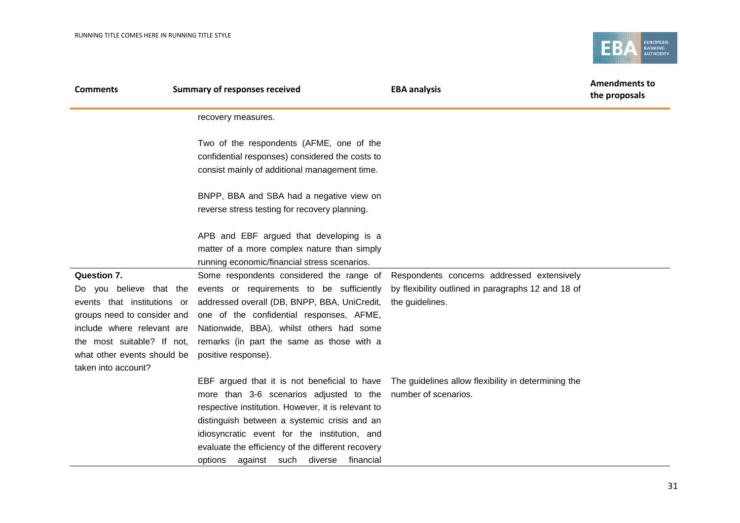| Comments | Summary of responses received | EBA analysis | Amendments to the proposals |
|---|---|---|---|
| | recovery measures.<br><br>Two of the respondents (AFME, one of the confidential responses) considered the costs to consist mainly of additional management time.<br><br>BNPP, BBA and SBA had a negative view on reverse stress testing for recovery planning.<br><br>APB and EBF argued that developing is a matter of a more complex nature than simply running economic/financial stress scenarios. | | |
| **Question 7.**<br>Do you believe that the events that institutions or groups need to consider and include where relevant are the most suitable? If not, what other events should be taken into account? | Some respondents considered the range of events or requirements to be sufficiently addressed overall (DB, BNPP, BBA, UniCredit, one of the confidential responses, AFME, Nationwide, BBA), whilst others had some remarks (in part the same as those with a positive response). | Respondents concerns addressed extensively by flexibility outlined in paragraphs 12 and 18 of the guidelines. | |
| | EBF argued that it is not beneficial to have more than 3-6 scenarios adjusted to the respective institution. However, it is relevant to distinguish between a systemic crisis and an idiosyncratic event for the institution, and evaluate the efficiency of the different recovery options against such diverse financial | The guidelines allow flexibility in determining the number of scenarios. | |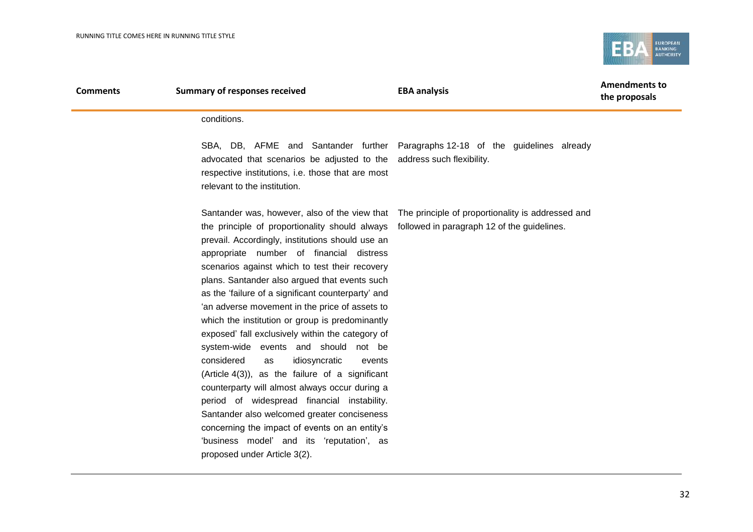| Comments | Summary of responses received | EBA analysis | Amendments to the proposals |
|---|---|---|---|
| | conditions. | | |
| | SBA, DB, AFME and Santander further advocated that scenarios be adjusted to the respective institutions, i.e. those that are most relevant to the institution. | Paragraphs 12-18 of the guidelines already address such flexibility. | |
| | Santander was, however, also of the view that the principle of proportionality should always prevail. Accordingly, institutions should use an appropriate number of financial distress scenarios against which to test their recovery plans. Santander also argued that events such as the 'failure of a significant counterparty' and 'an adverse movement in the price of assets to which the institution or group is predominantly exposed' fall exclusively within the category of system-wide events and should not be considered as idiosyncratic events (Article 4(3)), as the failure of a significant counterparty will almost always occur during a period of widespread financial instability. Santander also welcomed greater conciseness concerning the impact of events on an entity's 'business model' and its 'reputation', as proposed under Article 3(2). | The principle of proportionality is addressed and followed in paragraph 12 of the guidelines. | |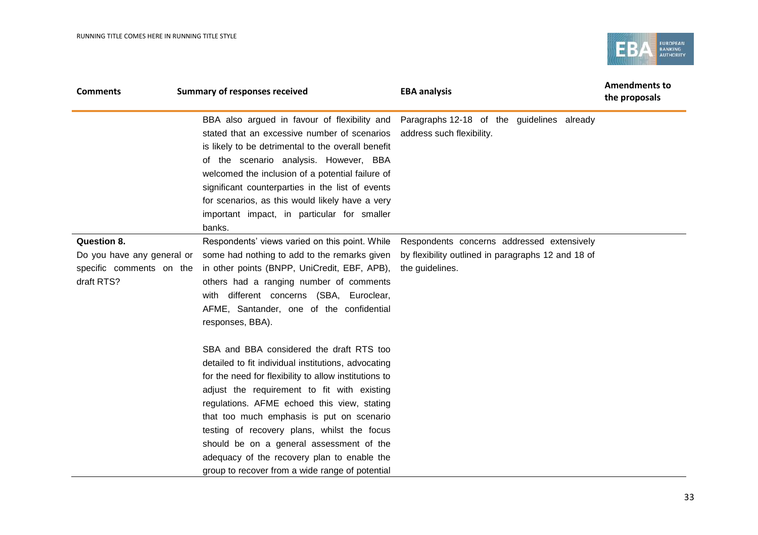| Comments | Summary of responses received | EBA analysis | Amendments to the proposals |
| --- | --- | --- | --- |
| | BBA also argued in favour of flexibility and stated that an excessive number of scenarios is likely to be detrimental to the overall benefit of the scenario analysis. However, BBA welcomed the inclusion of a potential failure of significant counterparties in the list of events for scenarios, as this would likely have a very important impact, in particular for smaller banks. | Paragraphs 12-18 of the guidelines already address such flexibility. | |
| **Question 8.** Do you have any general or specific comments on the draft RTS? | Respondents' views varied on this point. While some had nothing to add to the remarks given in other points (BNPP, UniCredit, EBF, APB), others had a ranging number of comments with different concerns (SBA, Euroclear, AFME, Santander, one of the confidential responses, BBA).<br><br>SBA and BBA considered the draft RTS too detailed to fit individual institutions, advocating for the need for flexibility to allow institutions to adjust the requirement to fit with existing regulations. AFME echoed this view, stating that too much emphasis is put on scenario testing of recovery plans, whilst the focus should be on a general assessment of the adequacy of the recovery plan to enable the group to recover from a wide range of potential | Respondents concerns addressed extensively by flexibility outlined in paragraphs 12 and 18 of the guidelines. | |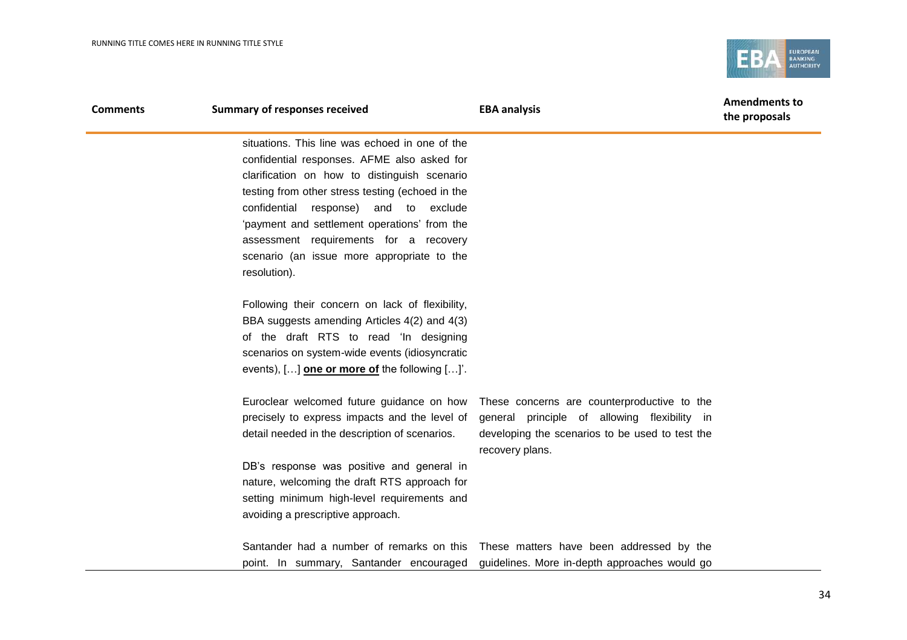| Comments | Summary of responses received | EBA analysis | Amendments to the proposals |
|---|---|---|---|
| | situations. This line was echoed in one of the confidential responses. AFME also asked for clarification on how to distinguish scenario testing from other stress testing (echoed in the confidential response) and to exclude 'payment and settlement operations' from the assessment requirements for a recovery scenario (an issue more appropriate to the resolution).<br><br>Following their concern on lack of flexibility, BBA suggests amending Articles 4(2) and 4(3) of the draft RTS to read 'In designing scenarios on system-wide events (idiosyncratic events), […] **one or more of** the following […]'. | | |
| | Euroclear welcomed future guidance on how precisely to express impacts and the level of detail needed in the description of scenarios.<br><br>DB's response was positive and general in nature, welcoming the draft RTS approach for setting minimum high-level requirements and avoiding a prescriptive approach. | These concerns are counterproductive to the general principle of allowing flexibility in developing the scenarios to be used to test the recovery plans. | |
| | Santander had a number of remarks on this point. In summary, Santander encouraged | These matters have been addressed by the guidelines. More in-depth approaches would go | |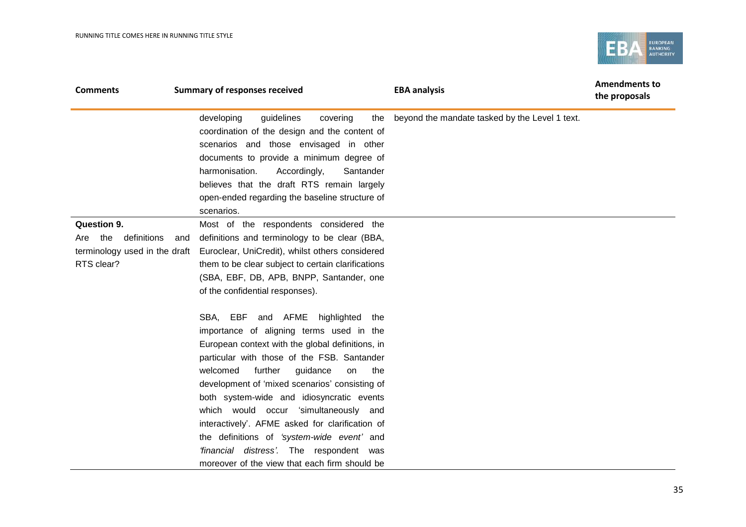| Comments | Summary of responses received | EBA analysis | Amendments to the proposals |
|---|---|---|---|
| | developing guidelines covering the coordination of the design and the content of scenarios and those envisaged in other documents to provide a minimum degree of harmonisation. Accordingly, Santander believes that the draft RTS remain largely open-ended regarding the baseline structure of scenarios. | beyond the mandate tasked by the Level 1 text. | |
| **Question 9.** Are the definitions and terminology used in the draft RTS clear? | Most of the respondents considered the definitions and terminology to be clear (BBA, Euroclear, UniCredit), whilst others considered them to be clear subject to certain clarifications (SBA, EBF, DB, APB, BNPP, Santander, one of the confidential responses).<br><br>SBA, EBF and AFME highlighted the importance of aligning terms used in the European context with the global definitions, in particular with those of the FSB. Santander welcomed further guidance on the development of 'mixed scenarios' consisting of both system-wide and idiosyncratic events which would occur 'simultaneously and interactively'. AFME asked for clarification of the definitions of *'system-wide event'* and *'financial distress'.* The respondent was moreover of the view that each firm should be | | |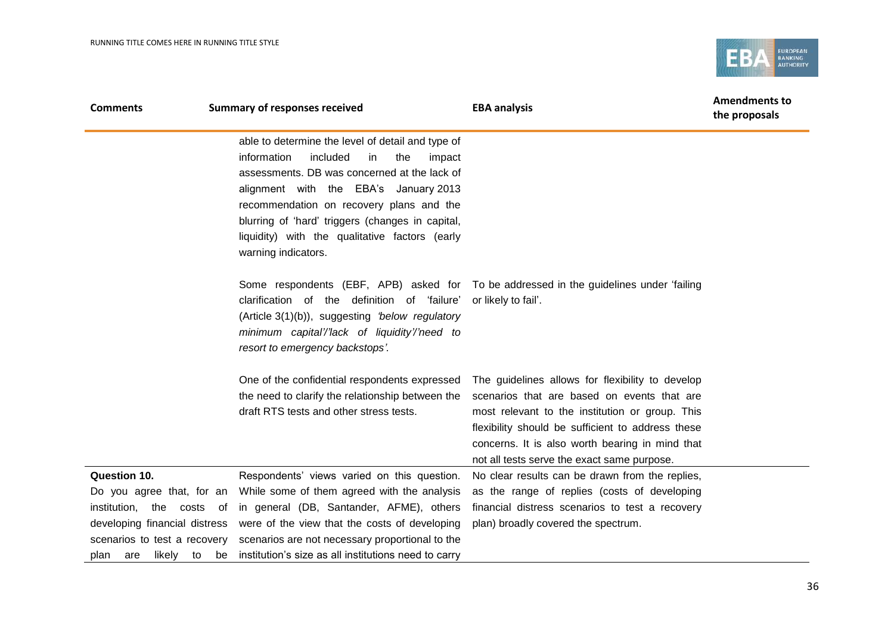| Comments | Summary of responses received | EBA analysis | Amendments to the proposals |
|---|---|---|---|
| | able to determine the level of detail and type of information included in the impact assessments. DB was concerned at the lack of alignment with the EBA's January 2013 recommendation on recovery plans and the blurring of 'hard' triggers (changes in capital, liquidity) with the qualitative factors (early warning indicators. | | |
| | Some respondents (EBF, APB) asked for clarification of the definition of 'failure' (Article 3(1)(b)), suggesting *'below regulatory minimum capital'/'lack of liquidity'/'need to resort to emergency backstops'.* | To be addressed in the guidelines under 'failing or likely to fail'. | |
| | One of the confidential respondents expressed the need to clarify the relationship between the draft RTS tests and other stress tests. | The guidelines allows for flexibility to develop scenarios that are based on events that are most relevant to the institution or group. This flexibility should be sufficient to address these concerns. It is also worth bearing in mind that not all tests serve the exact same purpose. | |
| **Question 10.** Do you agree that, for an institution, the costs of developing financial distress scenarios to test a recovery plan are likely to be | Respondents' views varied on this question. While some of them agreed with the analysis in general (DB, Santander, AFME), others were of the view that the costs of developing scenarios are not necessary proportional to the institution's size as all institutions need to carry | No clear results can be drawn from the replies, as the range of replies (costs of developing financial distress scenarios to test a recovery plan) broadly covered the spectrum. | |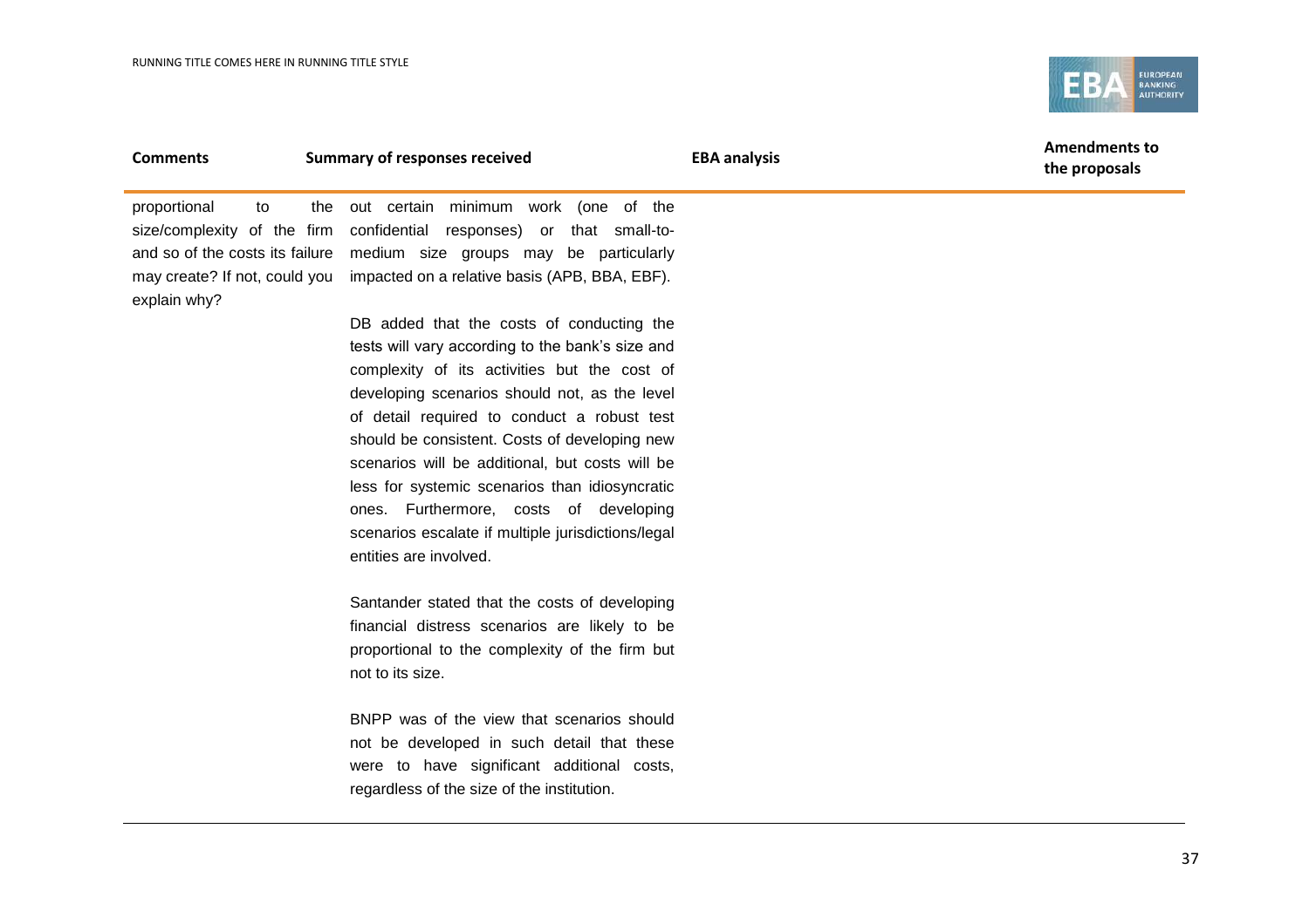| Comments | Summary of responses received | EBA analysis | Amendments to the proposals |
| --- | --- | --- | --- |
| proportional to the size/complexity of the firm and so of the costs its failure may create? If not, could you explain why? | out certain minimum work (one of the confidential responses) or that small-to-medium size groups may be particularly impacted on a relative basis (APB, BBA, EBF).<br><br>DB added that the costs of conducting the tests will vary according to the bank's size and complexity of its activities but the cost of developing scenarios should not, as the level of detail required to conduct a robust test should be consistent. Costs of developing new scenarios will be additional, but costs will be less for systemic scenarios than idiosyncratic ones. Furthermore, costs of developing scenarios escalate if multiple jurisdictions/legal entities are involved.<br><br>Santander stated that the costs of developing financial distress scenarios are likely to be proportional to the complexity of the firm but not to its size.<br><br>BNPP was of the view that scenarios should not be developed in such detail that these were to have significant additional costs, regardless of the size of the institution. | | |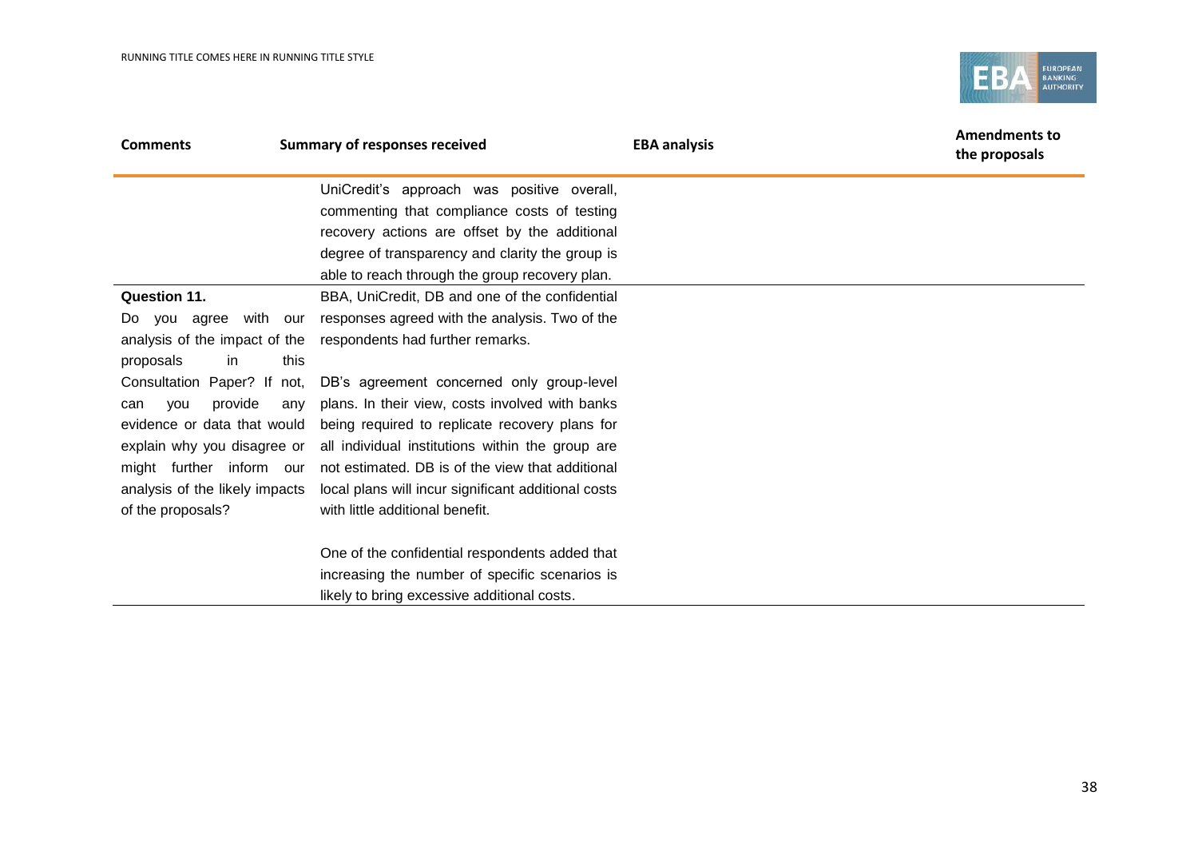| Comments | Summary of responses received | EBA analysis | Amendments to the proposals |
|---|---|---|---|
| | UniCredit's approach was positive overall, commenting that compliance costs of testing recovery actions are offset by the additional degree of transparency and clarity the group is able to reach through the group recovery plan. | | |
| **Question 11.** Do you agree with our analysis of the impact of the proposals in this Consultation Paper? If not, can you provide any evidence or data that would explain why you disagree or might further inform our analysis of the likely impacts of the proposals? | BBA, UniCredit, DB and one of the confidential responses agreed with the analysis. Two of the respondents had further remarks.<br><br>DB's agreement concerned only group-level plans. In their view, costs involved with banks being required to replicate recovery plans for all individual institutions within the group are not estimated. DB is of the view that additional local plans will incur significant additional costs with little additional benefit.<br><br>One of the confidential respondents added that increasing the number of specific scenarios is likely to bring excessive additional costs. | | |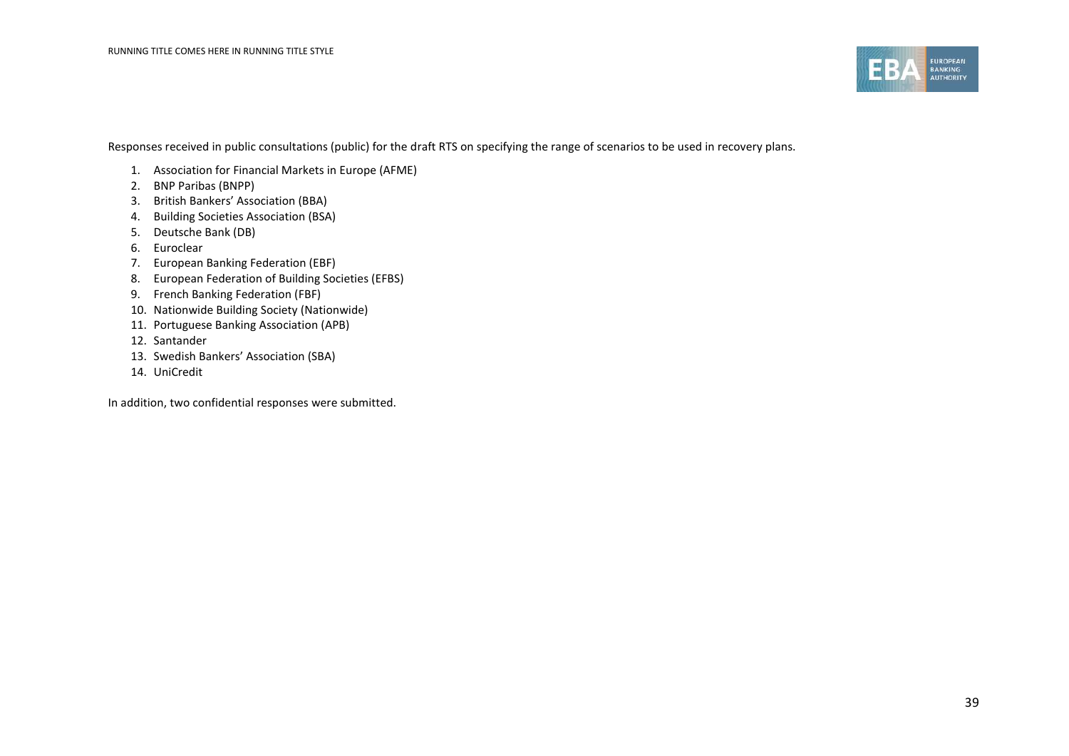Responses received in public consultations (public) for the draft RTS on specifying the range of scenarios to be used in recovery plans.

1. Association for Financial Markets in Europe (AFME)
2. BNP Paribas (BNPP)
3. British Bankers' Association (BBA)
4. Building Societies Association (BSA)
5. Deutsche Bank (DB)
6. Euroclear
7. European Banking Federation (EBF)
8. European Federation of Building Societies (EFBS)
9. French Banking Federation (FBF)
10. Nationwide Building Society (Nationwide)
11. Portuguese Banking Association (APB)
12. Santander
13. Swedish Bankers' Association (SBA)
14. UniCredit

In addition, two confidential responses were submitted.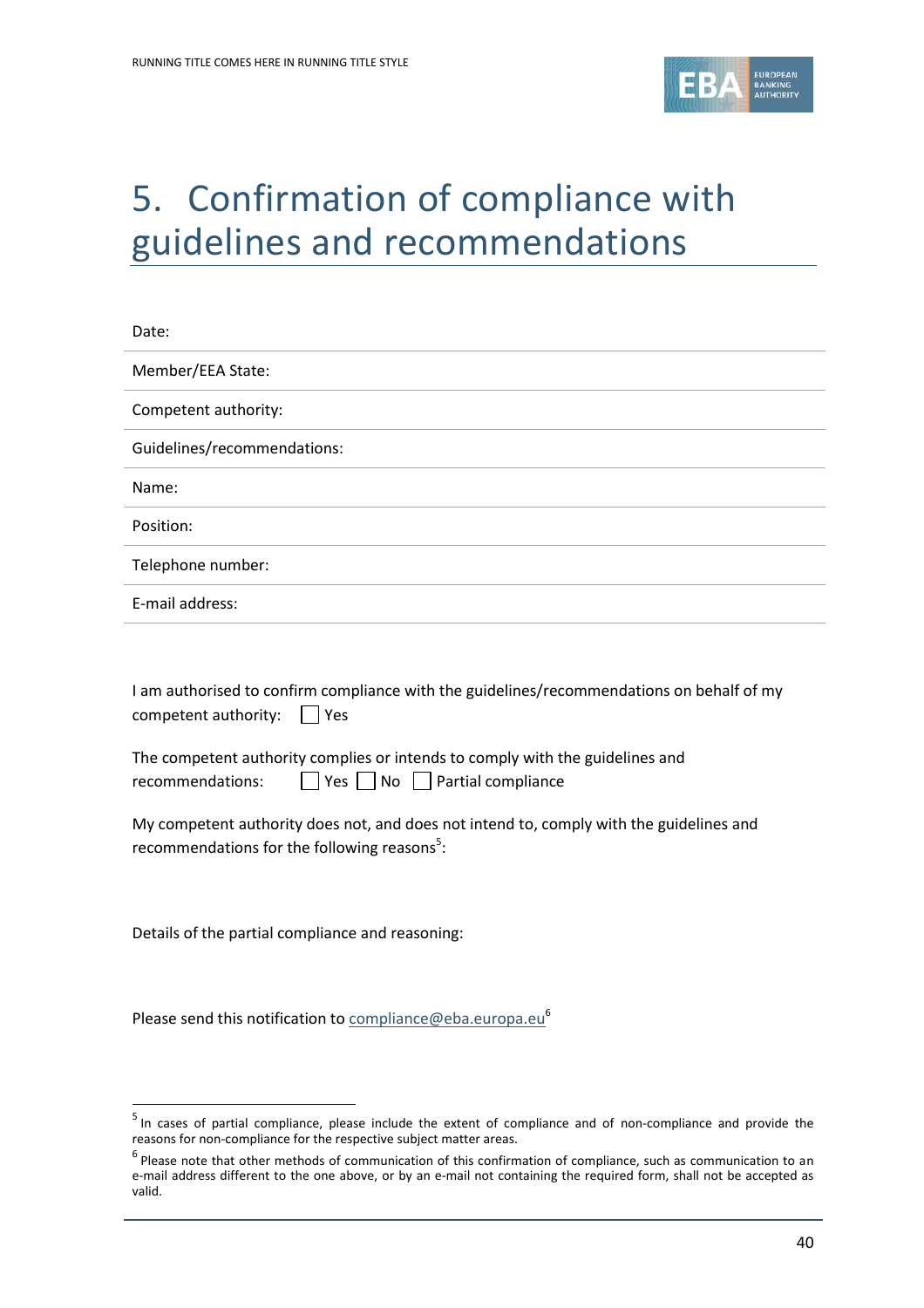# 5. Confirmation of compliance with guidelines and recommendations

Date:

Member/EEA State:

Competent authority:

Guidelines/recommendations:

Name:

Position:

Telephone number:

E-mail address:

I am authorised to confirm compliance with the guidelines/recommendations on behalf of my competent authority: ☐ Yes

The competent authority complies or intends to comply with the guidelines and recommendations: ☐ Yes ☐ No ☐ Partial compliance

My competent authority does not, and does not intend to, comply with the guidelines and recommendations for the following reasons[5]:

Details of the partial compliance and reasoning:

Please send this notification to compliance@eba.europa.eu[6]

---

[5] In cases of partial compliance, please include the extent of compliance and of non-compliance and provide the reasons for non-compliance for the respective subject matter areas.

[6] Please note that other methods of communication of this confirmation of compliance, such as communication to an e-mail address different to the one above, or by an e-mail not containing the required form, shall not be accepted as valid.